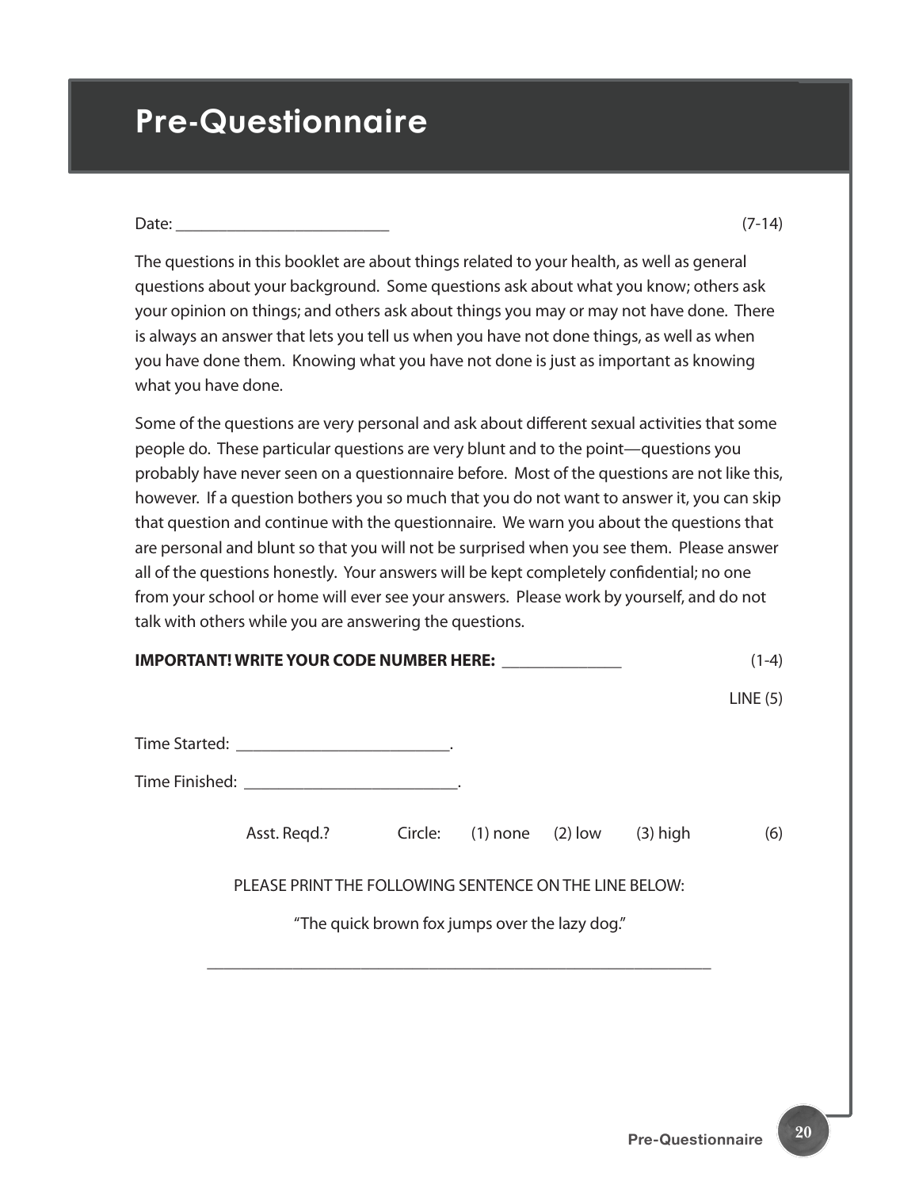# Pre-Questionnaire

Date: \_\_\_\_\_\_\_\_\_\_\_\_\_\_\_\_\_\_\_\_\_\_\_\_\_ (7-14)

The questions in this booklet are about things related to your health, as well as general questions about your background. Some questions ask about what you know; others ask your opinion on things; and others ask about things you may or may not have done. There is always an answer that lets you tell us when you have not done things, as well as when you have done them. Knowing what you have not done is just as important as knowing what you have done.

Some of the questions are very personal and ask about different sexual activities that some people do. These particular questions are very blunt and to the point—questions you probably have never seen on a questionnaire before. Most of the questions are not like this, however. If a question bothers you so much that you do not want to answer it, you can skip that question and continue with the questionnaire. We warn you about the questions that are personal and blunt so that you will not be surprised when you see them. Please answer all of the questions honestly. Your answers will be kept completely confidential; no one from your school or home will ever see your answers. Please work by yourself, and do not talk with others while you are answering the questions.

**IMPORTANT! WRITE YOUR CODE NUMBER HERE:** \_\_\_\_\_\_\_\_\_\_\_\_\_\_ (1-4)

LINE (5)

Time Started: \_\_\_\_\_\_\_\_\_\_\_\_\_\_\_\_\_\_\_\_\_\_\_\_\_.

Time Finished: \_\_\_\_\_\_\_\_\_\_\_\_\_\_\_\_\_\_\_\_\_\_\_\_\_.

Asst. Reqd.? Circle: (1) none (2) low (3) high (6)

PLEASE PRINT THE FOLLOWING SENTENCE ON THE LINE BELOW:

"The quick brown fox jumps over the lazy dog."

\_\_\_\_\_\_\_\_\_\_\_\_\_\_\_\_\_\_\_\_\_\_\_\_\_\_\_\_\_\_\_\_\_\_\_\_\_\_\_\_\_\_\_\_\_\_\_\_\_\_\_\_\_\_\_\_\_\_\_\_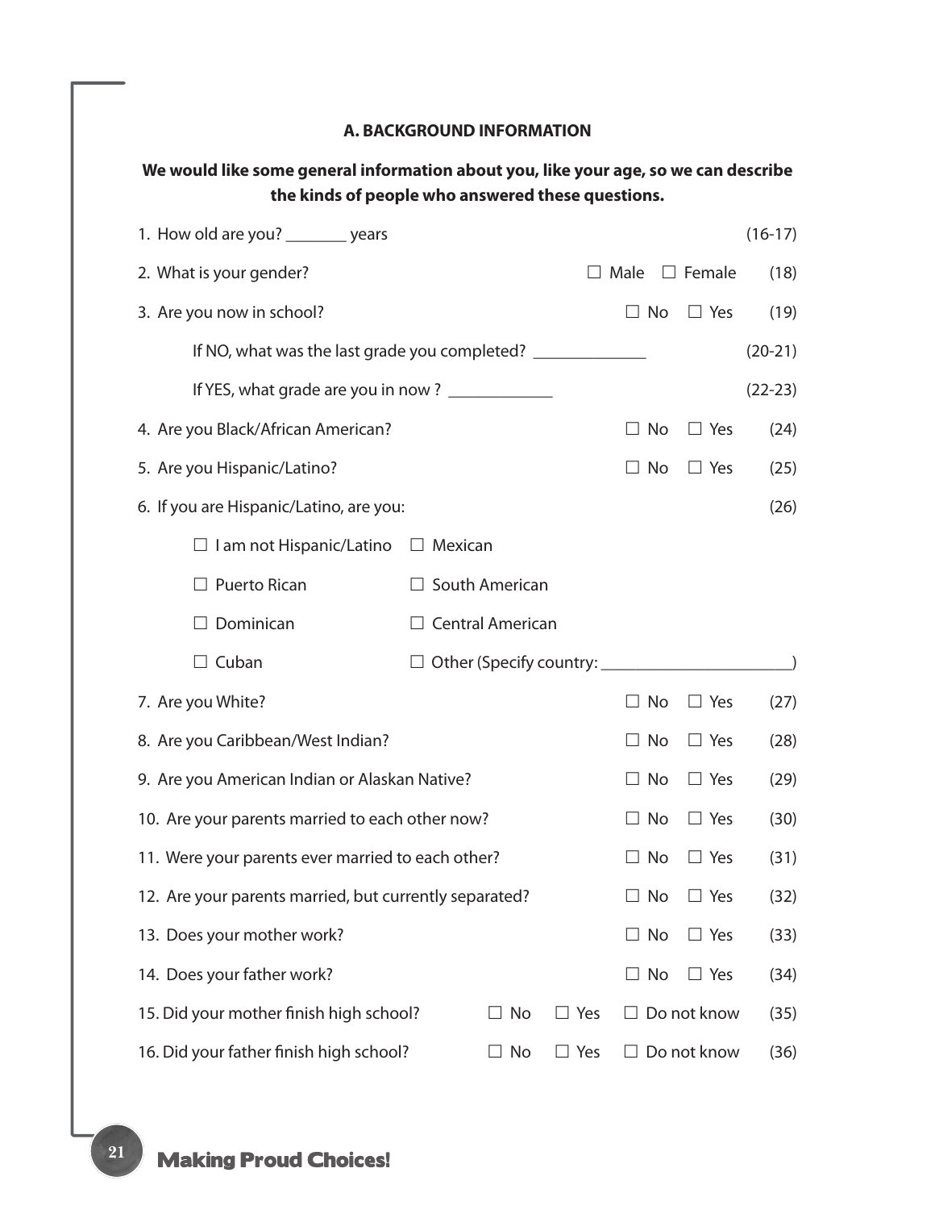## A. BACKGROUND INFORMATION

**We would like some general information about you, like your age, so we can describe the kinds of people who answered these questions.**

1. How old are you? _______ years (16-17)

2. What is your gender? ☐ Male ☐ Female (18)

3. Are you now in school? ☐ No ☐ Yes (19)

   If NO, what was the last grade you completed? _____________ (20-21)

   If YES, what grade are you in now ? ____________ (22-23)

4. Are you Black/African American? ☐ No ☐ Yes (24)

5. Are you Hispanic/Latino? ☐ No ☐ Yes (25)

6. If you are Hispanic/Latino, are you: (26)

   ☐ I am not Hispanic/Latino ☐ Mexican

   ☐ Puerto Rican ☐ South American

   ☐ Dominican ☐ Central American

   ☐ Cuban ☐ Other (Specify country: ______________________)

7. Are you White? ☐ No ☐ Yes (27)

8. Are you Caribbean/West Indian? ☐ No ☐ Yes (28)

9. Are you American Indian or Alaskan Native? ☐ No ☐ Yes (29)

10. Are your parents married to each other now? ☐ No ☐ Yes (30)

11. Were your parents ever married to each other? ☐ No ☐ Yes (31)

12. Are your parents married, but currently separated? ☐ No ☐ Yes (32)

13. Does your mother work? ☐ No ☐ Yes (33)

14. Does your father work? ☐ No ☐ Yes (34)

15. Did your mother finish high school? ☐ No ☐ Yes ☐ Do not know (35)

16. Did your father finish high school? ☐ No ☐ Yes ☐ Do not know (36)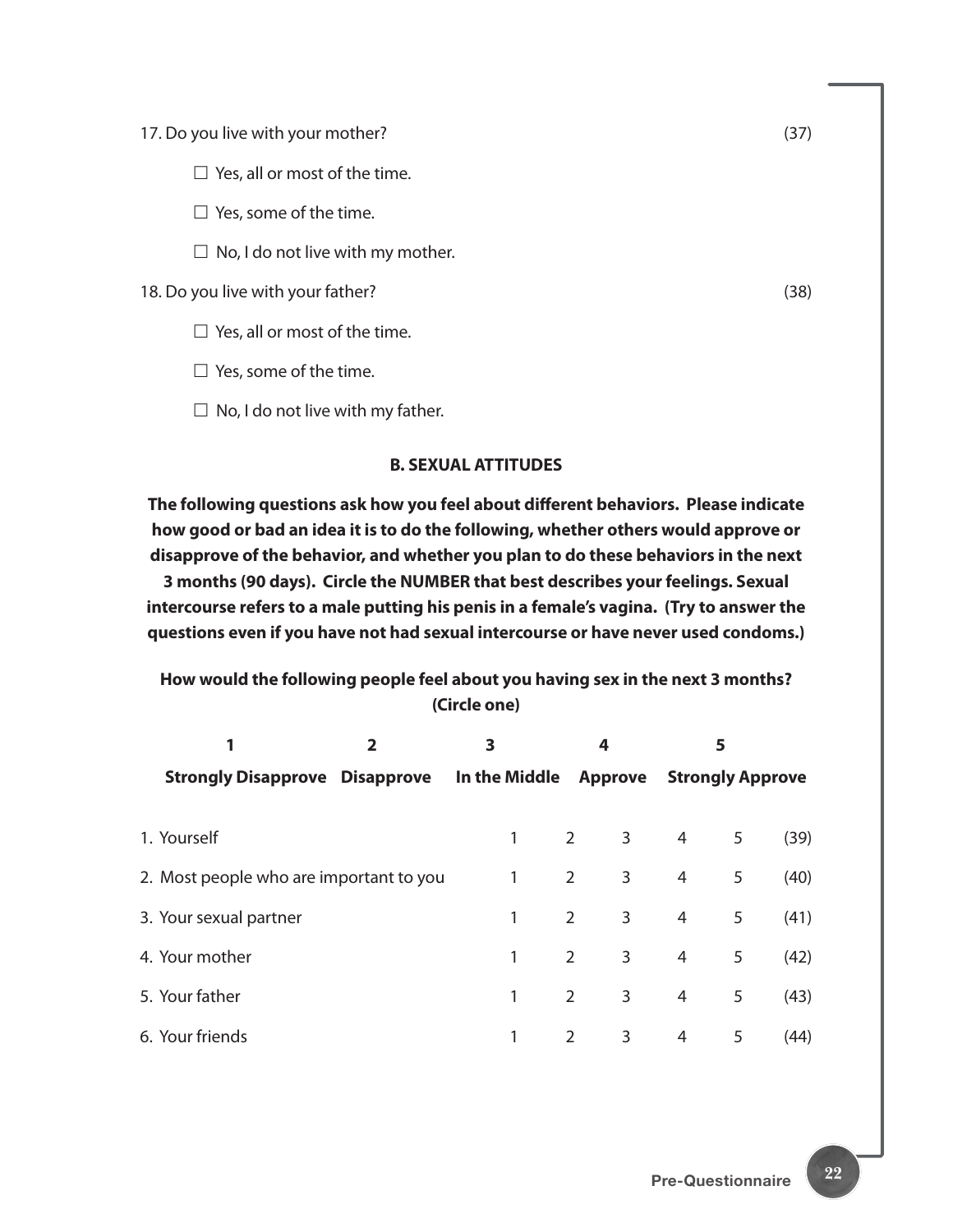17. Do you live with your mother? (37)

☐ Yes, all or most of the time.

☐ Yes, some of the time.

☐ No, I do not live with my mother.

18. Do you live with your father? (38)

☐ Yes, all or most of the time.

☐ Yes, some of the time.

☐ No, I do not live with my father.

## B. SEXUAL ATTITUDES

**The following questions ask how you feel about different behaviors. Please indicate how good or bad an idea it is to do the following, whether others would approve or disapprove of the behavior, and whether you plan to do these behaviors in the next 3 months (90 days). Circle the NUMBER that best describes your feelings. Sexual intercourse refers to a male putting his penis in a female's vagina. (Try to answer the questions even if you have not had sexual intercourse or have never used condoms.)**

**How would the following people feel about you having sex in the next 3 months? (Circle one)**

| 1 | 2 | 3 | 4 | 5 |
|---|---|---|---|---|
| **Strongly Disapprove** | **Disapprove** | **In the Middle** | **Approve** | **Strongly Approve** |

| | | | | | | |
|---|---|---|---|---|---|---|
| 1. Yourself | 1 | 2 | 3 | 4 | 5 | (39) |
| 2. Most people who are important to you | 1 | 2 | 3 | 4 | 5 | (40) |
| 3. Your sexual partner | 1 | 2 | 3 | 4 | 5 | (41) |
| 4. Your mother | 1 | 2 | 3 | 4 | 5 | (42) |
| 5. Your father | 1 | 2 | 3 | 4 | 5 | (43) |
| 6. Your friends | 1 | 2 | 3 | 4 | 5 | (44) |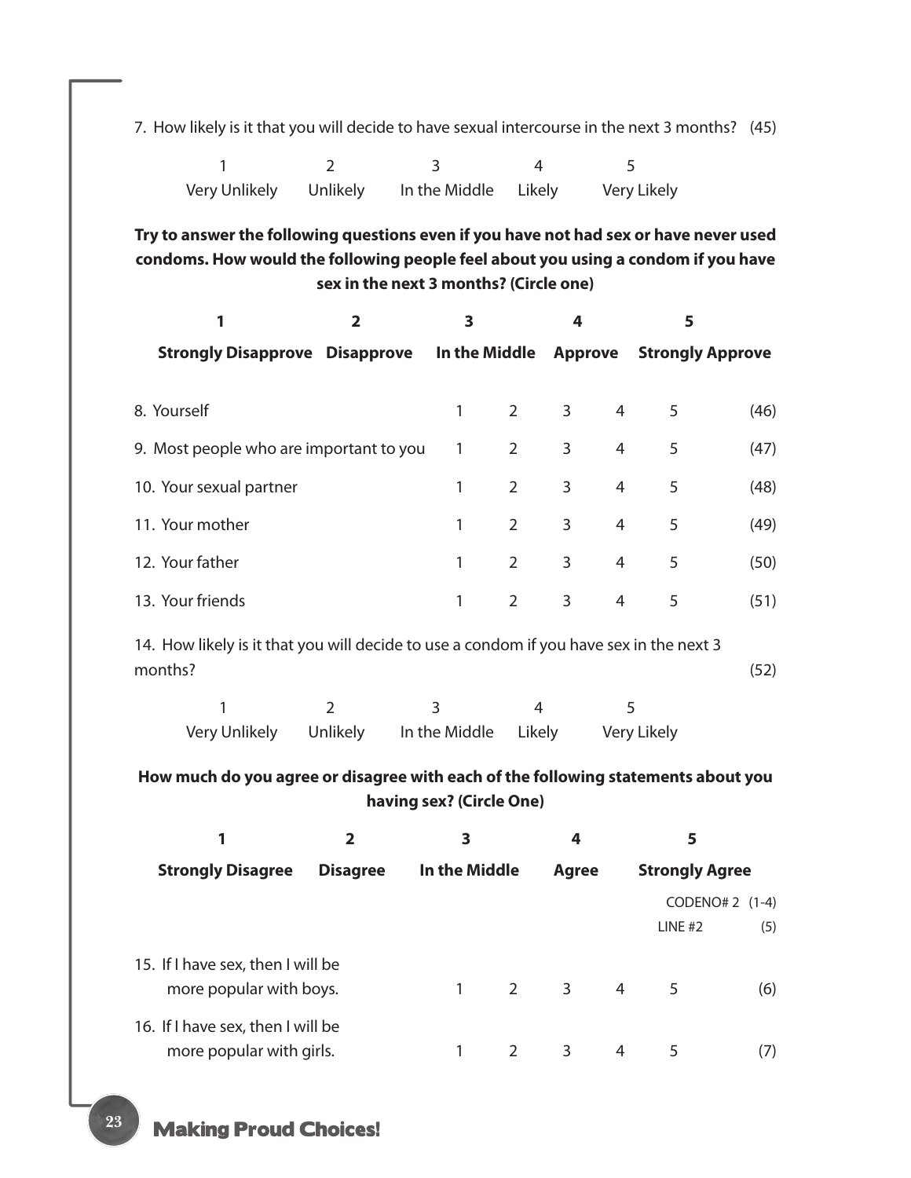7. How likely is it that you will decide to have sexual intercourse in the next 3 months? (45)

| 1 | 2 | 3 | 4 | 5 |
|---|---|---|---|---|
| Very Unlikely | Unlikely | In the Middle | Likely | Very Likely |

**Try to answer the following questions even if you have not had sex or have never used condoms. How would the following people feel about you using a condom if you have sex in the next 3 months? (Circle one)**

| **1** | **2** | **3** | **4** | **5** |
|---|---|---|---|---|
| **Strongly Disapprove** | **Disapprove** | **In the Middle** | **Approve** | **Strongly Approve** |

| | | | | | | |
|---|---|---|---|---|---|---|
| 8. Yourself | 1 | 2 | 3 | 4 | 5 | (46) |
| 9. Most people who are important to you | 1 | 2 | 3 | 4 | 5 | (47) |
| 10. Your sexual partner | 1 | 2 | 3 | 4 | 5 | (48) |
| 11. Your mother | 1 | 2 | 3 | 4 | 5 | (49) |
| 12. Your father | 1 | 2 | 3 | 4 | 5 | (50) |
| 13. Your friends | 1 | 2 | 3 | 4 | 5 | (51) |

14. How likely is it that you will decide to use a condom if you have sex in the next 3 months? (52)

| 1 | 2 | 3 | 4 | 5 |
|---|---|---|---|---|
| Very Unlikely | Unlikely | In the Middle | Likely | Very Likely |

**How much do you agree or disagree with each of the following statements about you having sex? (Circle One)**

| **1** | **2** | **3** | **4** | **5** |
|---|---|---|---|---|
| **Strongly Disagree** | **Disagree** | **In the Middle** | **Agree** | **Strongly Agree** |

CODENO# 2 (1-4)
LINE #2 (5)

| | | | | | | |
|---|---|---|---|---|---|---|
| 15. If I have sex, then I will be more popular with boys. | 1 | 2 | 3 | 4 | 5 | (6) |
| 16. If I have sex, then I will be more popular with girls. | 1 | 2 | 3 | 4 | 5 | (7) |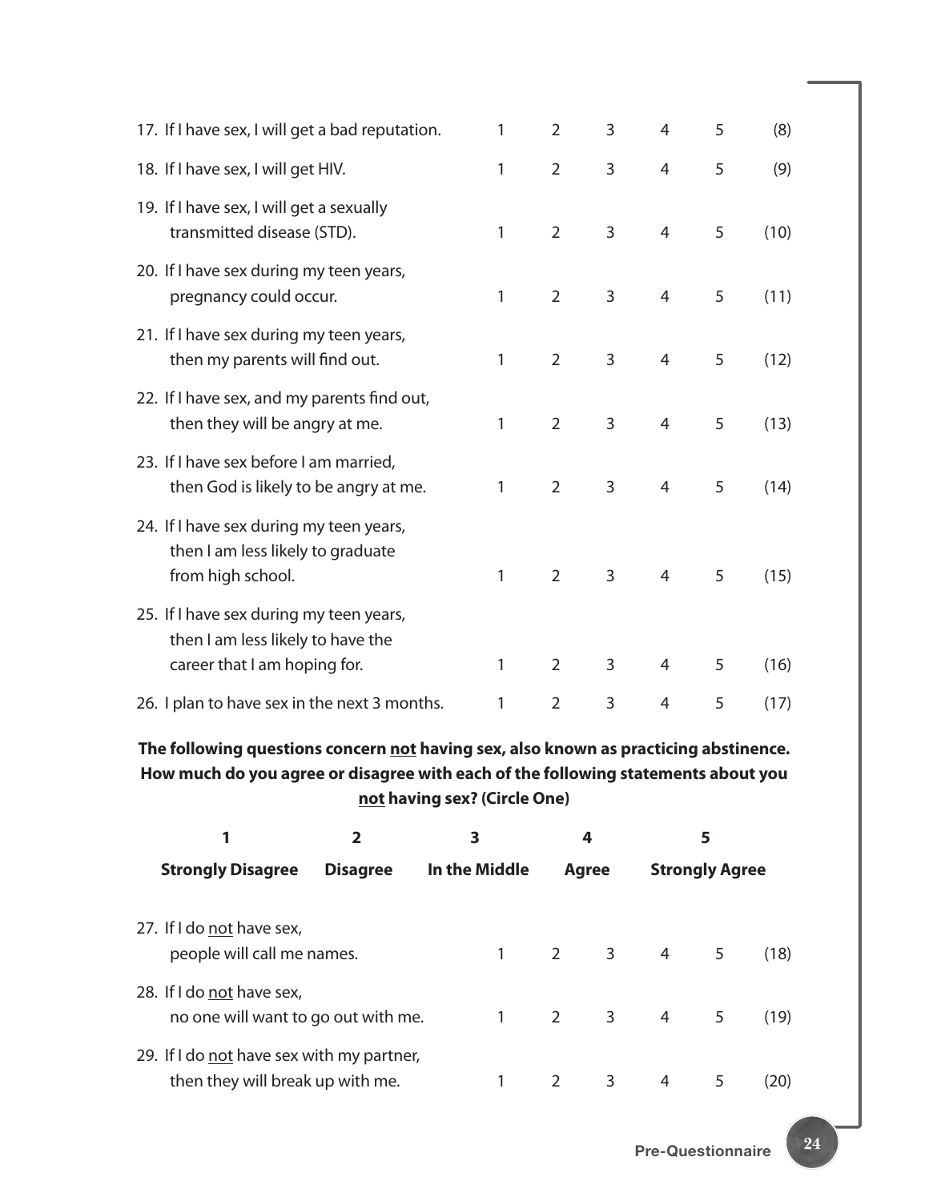| | | | | | | |
|---|---|---|---|---|---|---|
| 17. If I have sex, I will get a bad reputation. | 1 | 2 | 3 | 4 | 5 | (8) |
| 18. If I have sex, I will get HIV. | 1 | 2 | 3 | 4 | 5 | (9) |
| 19. If I have sex, I will get a sexually transmitted disease (STD). | 1 | 2 | 3 | 4 | 5 | (10) |
| 20. If I have sex during my teen years, pregnancy could occur. | 1 | 2 | 3 | 4 | 5 | (11) |
| 21. If I have sex during my teen years, then my parents will find out. | 1 | 2 | 3 | 4 | 5 | (12) |
| 22. If I have sex, and my parents find out, then they will be angry at me. | 1 | 2 | 3 | 4 | 5 | (13) |
| 23. If I have sex before I am married, then God is likely to be angry at me. | 1 | 2 | 3 | 4 | 5 | (14) |
| 24. If I have sex during my teen years, then I am less likely to graduate from high school. | 1 | 2 | 3 | 4 | 5 | (15) |
| 25. If I have sex during my teen years, then I am less likely to have the career that I am hoping for. | 1 | 2 | 3 | 4 | 5 | (16) |
| 26. I plan to have sex in the next 3 months. | 1 | 2 | 3 | 4 | 5 | (17) |

**The following questions concern not having sex, also known as practicing abstinence. How much do you agree or disagree with each of the following statements about you not having sex? (Circle One)**

| 1 | 2 | 3 | 4 | 5 |
|---|---|---|---|---|
| **Strongly Disagree** | **Disagree** | **In the Middle** | **Agree** | **Strongly Agree** |

| | | | | | | |
|---|---|---|---|---|---|---|
| 27. If I do not have sex, people will call me names. | 1 | 2 | 3 | 4 | 5 | (18) |
| 28. If I do not have sex, no one will want to go out with me. | 1 | 2 | 3 | 4 | 5 | (19) |
| 29. If I do not have sex with my partner, then they will break up with me. | 1 | 2 | 3 | 4 | 5 | (20) |

Pre-Questionnaire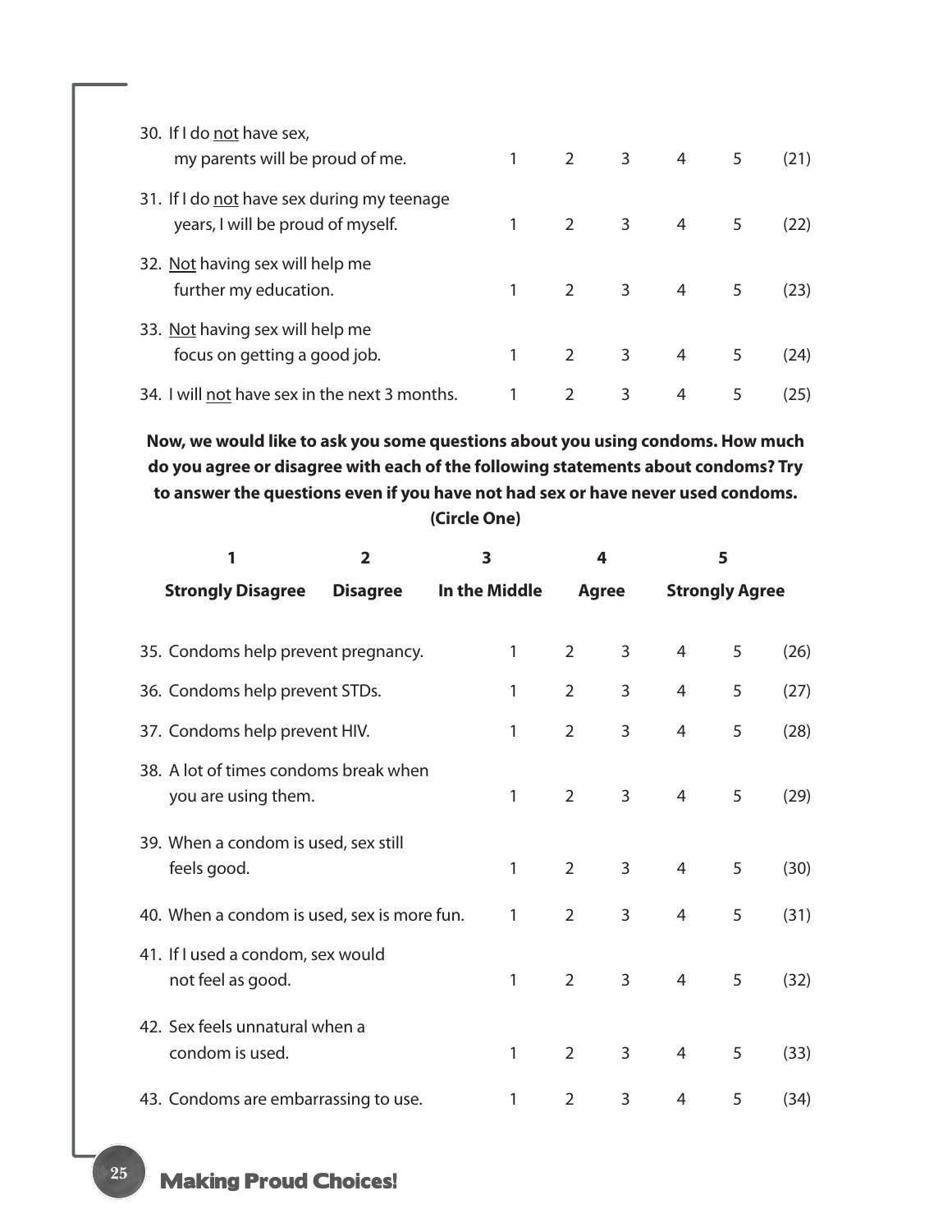| | | | | | | |
|---|---|---|---|---|---|---|
| 30. If I do <u>not</u> have sex, my parents will be proud of me. | 1 | 2 | 3 | 4 | 5 | (21) |
| 31. If I do <u>not</u> have sex during my teenage years, I will be proud of myself. | 1 | 2 | 3 | 4 | 5 | (22) |
| 32. <u>Not</u> having sex will help me further my education. | 1 | 2 | 3 | 4 | 5 | (23) |
| 33. <u>Not</u> having sex will help me focus on getting a good job. | 1 | 2 | 3 | 4 | 5 | (24) |
| 34. I will <u>not</u> have sex in the next 3 months. | 1 | 2 | 3 | 4 | 5 | (25) |

**Now, we would like to ask you some questions about you using condoms. How much do you agree or disagree with each of the following statements about condoms? Try to answer the questions even if you have not had sex or have never used condoms. (Circle One)**

| 1 | 2 | 3 | 4 | 5 |
|---|---|---|---|---|
| **Strongly Disagree** | **Disagree** | **In the Middle** | **Agree** | **Strongly Agree** |

| | | | | | | |
|---|---|---|---|---|---|---|
| 35. Condoms help prevent pregnancy. | 1 | 2 | 3 | 4 | 5 | (26) |
| 36. Condoms help prevent STDs. | 1 | 2 | 3 | 4 | 5 | (27) |
| 37. Condoms help prevent HIV. | 1 | 2 | 3 | 4 | 5 | (28) |
| 38. A lot of times condoms break when you are using them. | 1 | 2 | 3 | 4 | 5 | (29) |
| 39. When a condom is used, sex still feels good. | 1 | 2 | 3 | 4 | 5 | (30) |
| 40. When a condom is used, sex is more fun. | 1 | 2 | 3 | 4 | 5 | (31) |
| 41. If I used a condom, sex would not feel as good. | 1 | 2 | 3 | 4 | 5 | (32) |
| 42. Sex feels unnatural when a condom is used. | 1 | 2 | 3 | 4 | 5 | (33) |
| 43. Condoms are embarrassing to use. | 1 | 2 | 3 | 4 | 5 | (34) |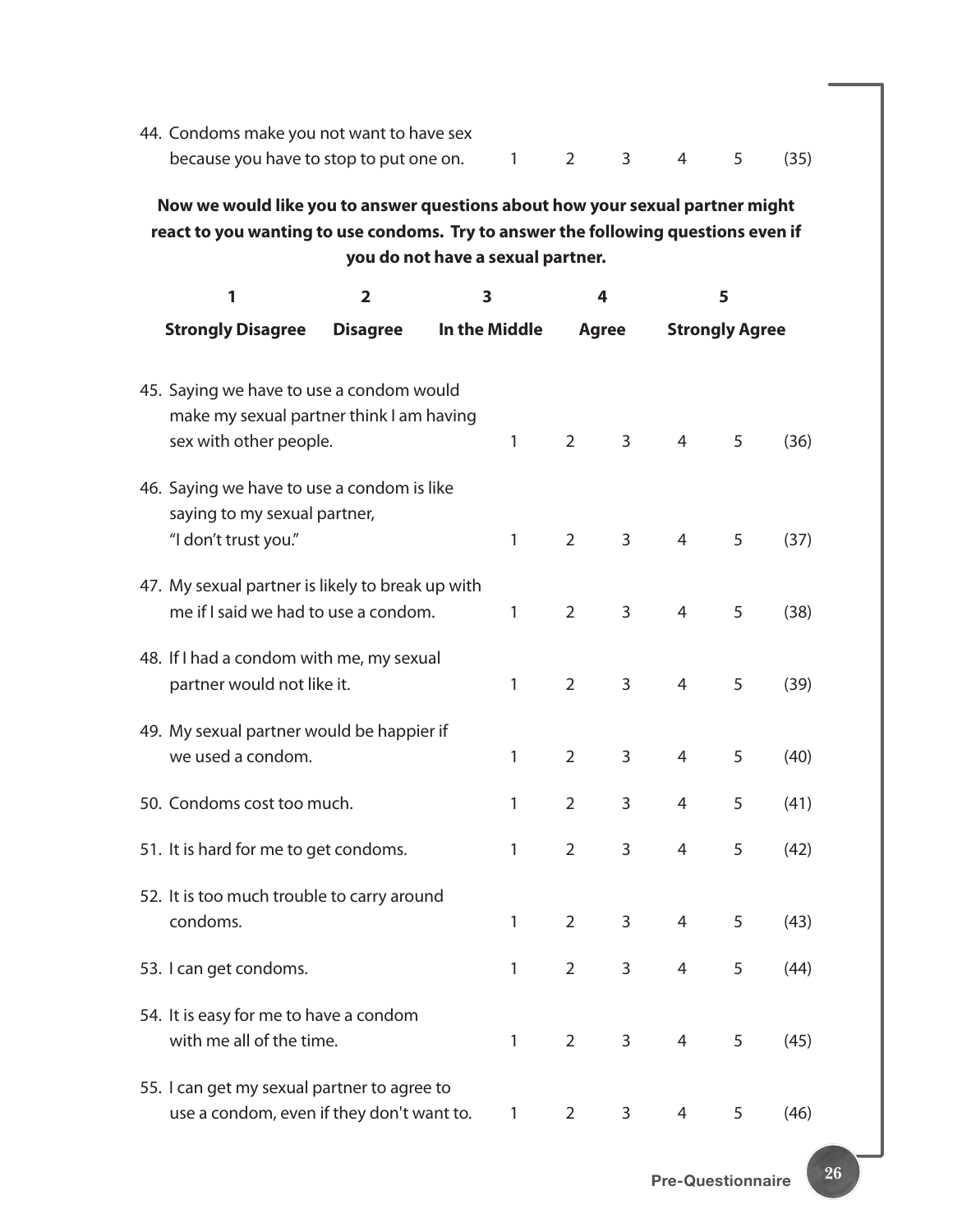44. Condoms make you not want to have sex because you have to stop to put one on. 1 2 3 4 5 (35)

**Now we would like you to answer questions about how your sexual partner might react to you wanting to use condoms. Try to answer the following questions even if you do not have a sexual partner.**

| 1 | 2 | 3 | 4 | 5 |
|---|---|---|---|---|
| **Strongly Disagree** | **Disagree** | **In the Middle** | **Agree** | **Strongly Agree** |

| Question | | | | | | |
|---|---|---|---|---|---|---|
| 45. Saying we have to use a condom would make my sexual partner think I am having sex with other people. | 1 | 2 | 3 | 4 | 5 | (36) |
| 46. Saying we have to use a condom is like saying to my sexual partner, "I don't trust you." | 1 | 2 | 3 | 4 | 5 | (37) |
| 47. My sexual partner is likely to break up with me if I said we had to use a condom. | 1 | 2 | 3 | 4 | 5 | (38) |
| 48. If I had a condom with me, my sexual partner would not like it. | 1 | 2 | 3 | 4 | 5 | (39) |
| 49. My sexual partner would be happier if we used a condom. | 1 | 2 | 3 | 4 | 5 | (40) |
| 50. Condoms cost too much. | 1 | 2 | 3 | 4 | 5 | (41) |
| 51. It is hard for me to get condoms. | 1 | 2 | 3 | 4 | 5 | (42) |
| 52. It is too much trouble to carry around condoms. | 1 | 2 | 3 | 4 | 5 | (43) |
| 53. I can get condoms. | 1 | 2 | 3 | 4 | 5 | (44) |
| 54. It is easy for me to have a condom with me all of the time. | 1 | 2 | 3 | 4 | 5 | (45) |
| 55. I can get my sexual partner to agree to use a condom, even if they don't want to. | 1 | 2 | 3 | 4 | 5 | (46) |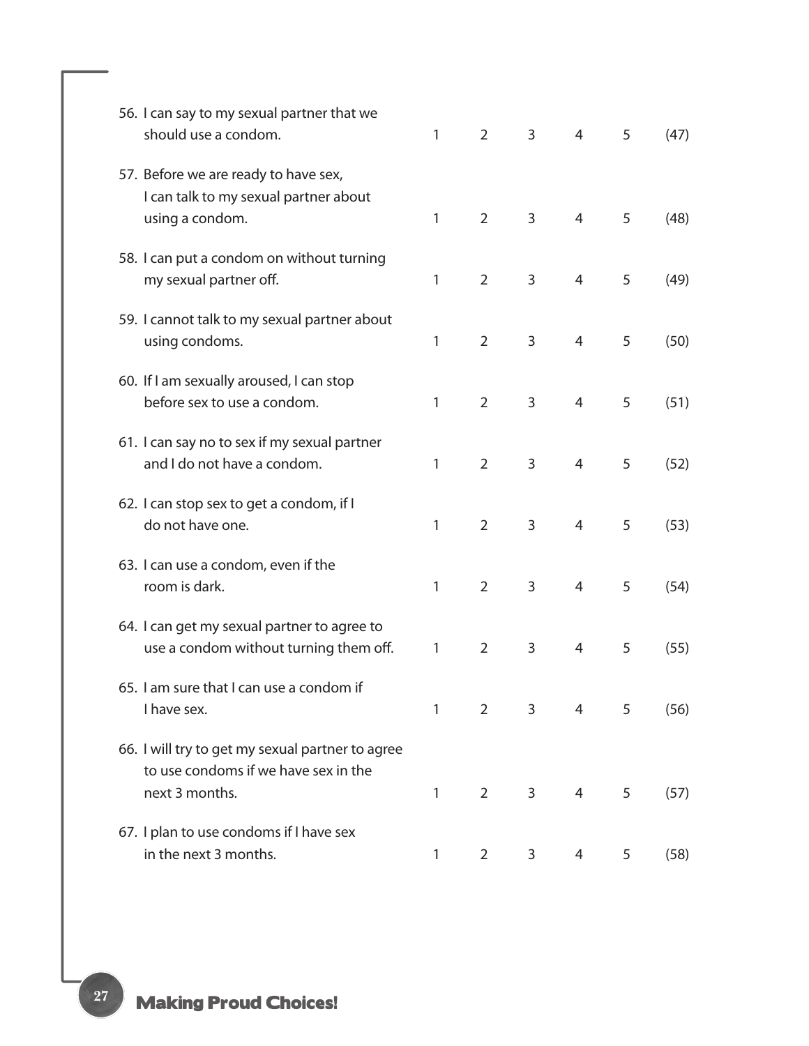| | | | | | | |
|---|---|---|---|---|---|---|
| 56. I can say to my sexual partner that we should use a condom. | 1 | 2 | 3 | 4 | 5 | (47) |
| 57. Before we are ready to have sex, I can talk to my sexual partner about using a condom. | 1 | 2 | 3 | 4 | 5 | (48) |
| 58. I can put a condom on without turning my sexual partner off. | 1 | 2 | 3 | 4 | 5 | (49) |
| 59. I cannot talk to my sexual partner about using condoms. | 1 | 2 | 3 | 4 | 5 | (50) |
| 60. If I am sexually aroused, I can stop before sex to use a condom. | 1 | 2 | 3 | 4 | 5 | (51) |
| 61. I can say no to sex if my sexual partner and I do not have a condom. | 1 | 2 | 3 | 4 | 5 | (52) |
| 62. I can stop sex to get a condom, if I do not have one. | 1 | 2 | 3 | 4 | 5 | (53) |
| 63. I can use a condom, even if the room is dark. | 1 | 2 | 3 | 4 | 5 | (54) |
| 64. I can get my sexual partner to agree to use a condom without turning them off. | 1 | 2 | 3 | 4 | 5 | (55) |
| 65. I am sure that I can use a condom if I have sex. | 1 | 2 | 3 | 4 | 5 | (56) |
| 66. I will try to get my sexual partner to agree to use condoms if we have sex in the next 3 months. | 1 | 2 | 3 | 4 | 5 | (57) |
| 67. I plan to use condoms if I have sex in the next 3 months. | 1 | 2 | 3 | 4 | 5 | (58) |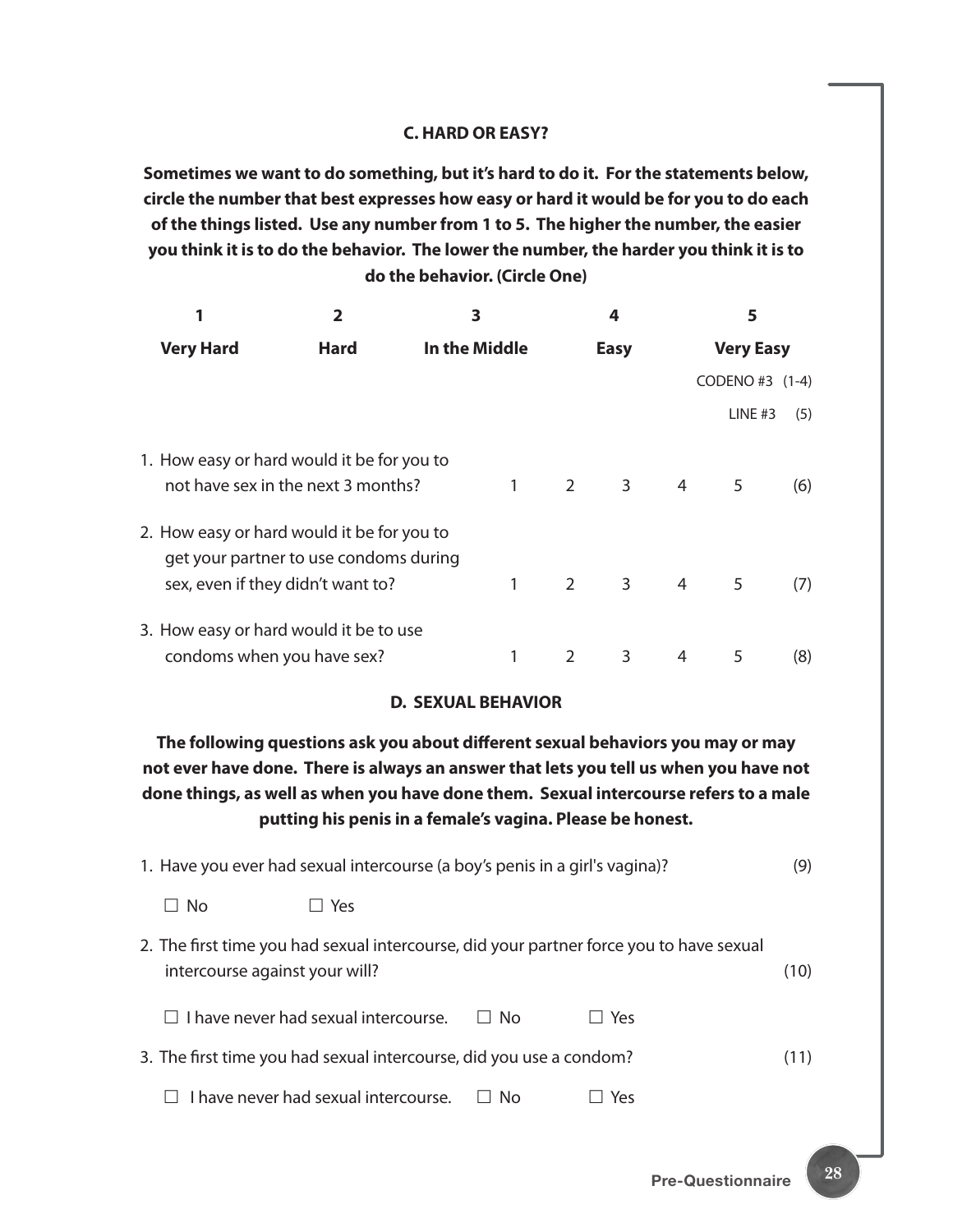### C. HARD OR EASY?

**Sometimes we want to do something, but it's hard to do it. For the statements below, circle the number that best expresses how easy or hard it would be for you to do each of the things listed. Use any number from 1 to 5. The higher the number, the easier you think it is to do the behavior. The lower the number, the harder you think it is to do the behavior. (Circle One)**

| 1 | 2 | 3 | 4 | 5 |
|---|---|---|---|---|
| **Very Hard** | **Hard** | **In the Middle** | **Easy** | **Very Easy** |

CODENO #3 (1-4)

LINE #3 (5)

| | | | | | | |
|---|---|---|---|---|---|---|
| 1. How easy or hard would it be for you to not have sex in the next 3 months? | 1 | 2 | 3 | 4 | 5 | (6) |
| 2. How easy or hard would it be for you to get your partner to use condoms during sex, even if they didn't want to? | 1 | 2 | 3 | 4 | 5 | (7) |
| 3. How easy or hard would it be to use condoms when you have sex? | 1 | 2 | 3 | 4 | 5 | (8) |

### D. SEXUAL BEHAVIOR

**The following questions ask you about different sexual behaviors you may or may not ever have done. There is always an answer that lets you tell us when you have not done things, as well as when you have done them. Sexual intercourse refers to a male putting his penis in a female's vagina. Please be honest.**

1. Have you ever had sexual intercourse (a boy's penis in a girl's vagina)? (9)

   ☐ No ☐ Yes

2. The first time you had sexual intercourse, did your partner force you to have sexual intercourse against your will? (10)

   ☐ I have never had sexual intercourse. ☐ No ☐ Yes

3. The first time you had sexual intercourse, did you use a condom? (11)

   ☐ I have never had sexual intercourse. ☐ No ☐ Yes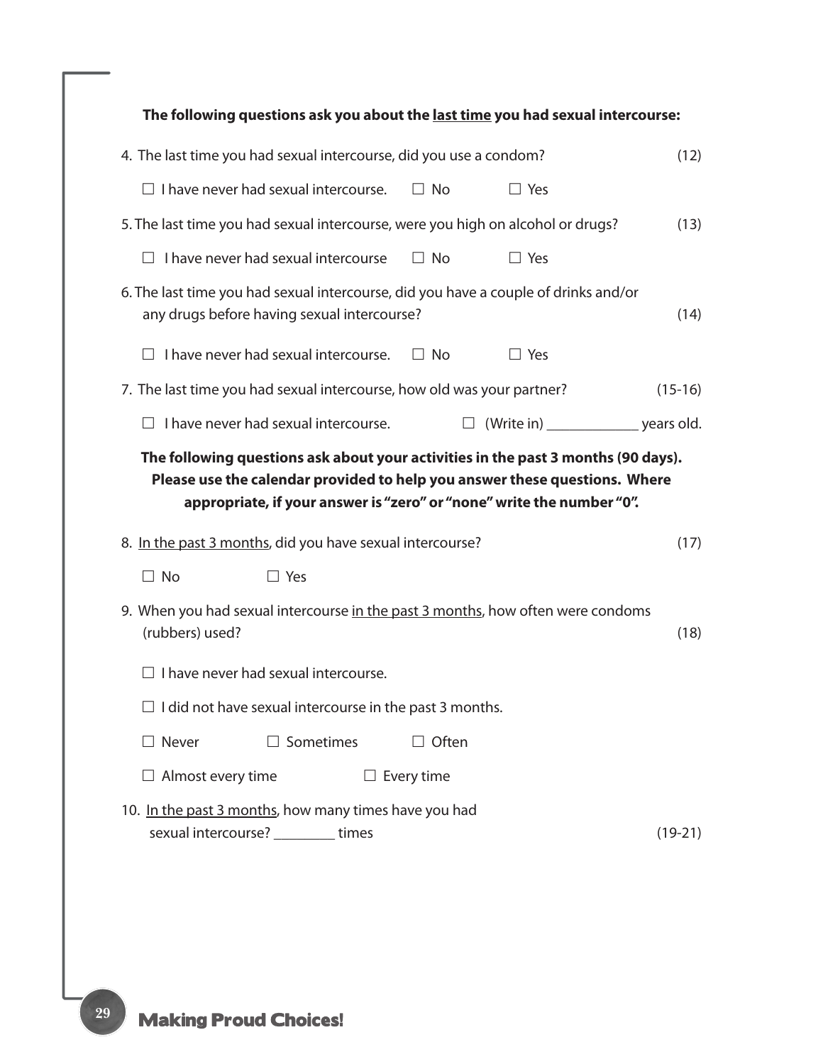**The following questions ask you about the <u>last time</u> you had sexual intercourse:**

4. The last time you had sexual intercourse, did you use a condom? (12)

   ☐ I have never had sexual intercourse. ☐ No ☐ Yes

5. The last time you had sexual intercourse, were you high on alcohol or drugs? (13)

   ☐ I have never had sexual intercourse ☐ No ☐ Yes

6. The last time you had sexual intercourse, did you have a couple of drinks and/or any drugs before having sexual intercourse? (14)

   ☐ I have never had sexual intercourse. ☐ No ☐ Yes

7. The last time you had sexual intercourse, how old was your partner? (15-16)

   ☐ I have never had sexual intercourse. ☐ (Write in) ____________ years old.

**The following questions ask about your activities in the past 3 months (90 days). Please use the calendar provided to help you answer these questions. Where appropriate, if your answer is "zero" or "none" write the number "0".**

8. <u>In the past 3 months</u>, did you have sexual intercourse? (17)

   ☐ No ☐ Yes

9. When you had sexual intercourse <u>in the past 3 months</u>, how often were condoms (rubbers) used? (18)

   ☐ I have never had sexual intercourse.

   ☐ I did not have sexual intercourse in the past 3 months.

   ☐ Never ☐ Sometimes ☐ Often

   ☐ Almost every time ☐ Every time

10. <u>In the past 3 months</u>, how many times have you had sexual intercourse? ________ times (19-21)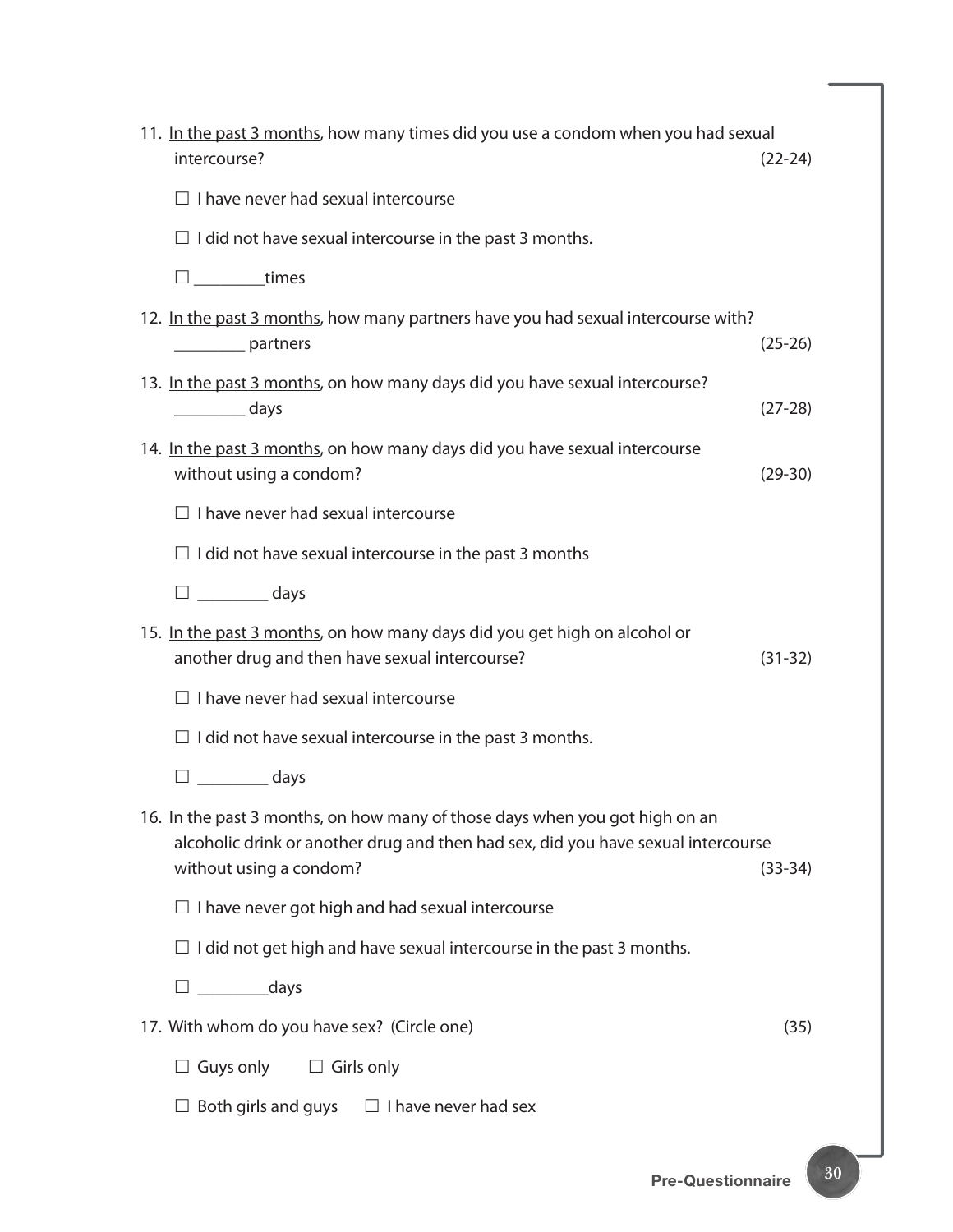11. <u>In the past 3 months</u>, how many times did you use a condom when you had sexual intercourse? (22-24)

    ☐ I have never had sexual intercourse

    ☐ I did not have sexual intercourse in the past 3 months.

    ☐ ________times

12. <u>In the past 3 months</u>, how many partners have you had sexual intercourse with?
    ________ partners (25-26)

13. <u>In the past 3 months</u>, on how many days did you have sexual intercourse?
    ________ days (27-28)

14. <u>In the past 3 months</u>, on how many days did you have sexual intercourse without using a condom? (29-30)

    ☐ I have never had sexual intercourse

    ☐ I did not have sexual intercourse in the past 3 months

    ☐ ________ days

15. <u>In the past 3 months</u>, on how many days did you get high on alcohol or another drug and then have sexual intercourse? (31-32)

    ☐ I have never had sexual intercourse

    ☐ I did not have sexual intercourse in the past 3 months.

    ☐ ________ days

16. <u>In the past 3 months</u>, on how many of those days when you got high on an alcoholic drink or another drug and then had sex, did you have sexual intercourse without using a condom? (33-34)

    ☐ I have never got high and had sexual intercourse

    ☐ I did not get high and have sexual intercourse in the past 3 months.

    ☐ ________days

17. With whom do you have sex? (Circle one) (35)

    ☐ Guys only ☐ Girls only

    ☐ Both girls and guys ☐ I have never had sex

Pre-Questionnaire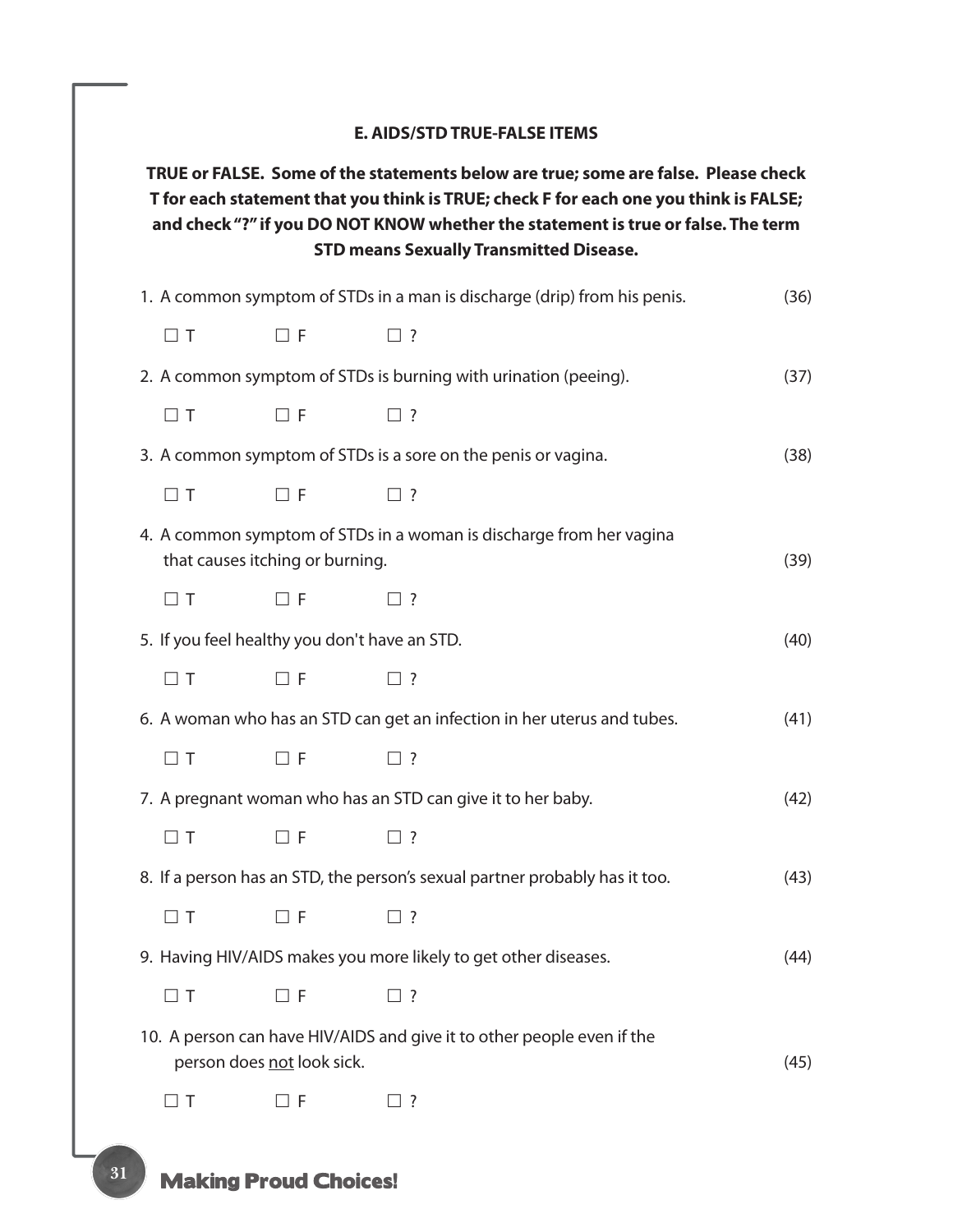### E. AIDS/STD TRUE-FALSE ITEMS

**TRUE or FALSE. Some of the statements below are true; some are false. Please check T for each statement that you think is TRUE; check F for each one you think is FALSE; and check "?" if you DO NOT KNOW whether the statement is true or false. The term STD means Sexually Transmitted Disease.**

1. A common symptom of STDs in a man is discharge (drip) from his penis. (36)

   ☐ T ☐ F ☐ ?

2. A common symptom of STDs is burning with urination (peeing). (37)

   ☐ T ☐ F ☐ ?

3. A common symptom of STDs is a sore on the penis or vagina. (38)

   ☐ T ☐ F ☐ ?

4. A common symptom of STDs in a woman is discharge from her vagina that causes itching or burning. (39)

   ☐ T ☐ F ☐ ?

5. If you feel healthy you don't have an STD. (40)

   ☐ T ☐ F ☐ ?

6. A woman who has an STD can get an infection in her uterus and tubes. (41)

   ☐ T ☐ F ☐ ?

7. A pregnant woman who has an STD can give it to her baby. (42)

   ☐ T ☐ F ☐ ?

8. If a person has an STD, the person's sexual partner probably has it too. (43)

   ☐ T ☐ F ☐ ?

9. Having HIV/AIDS makes you more likely to get other diseases. (44)

   ☐ T ☐ F ☐ ?

10. A person can have HIV/AIDS and give it to other people even if the person does not look sick. (45)

    ☐ T ☐ F ☐ ?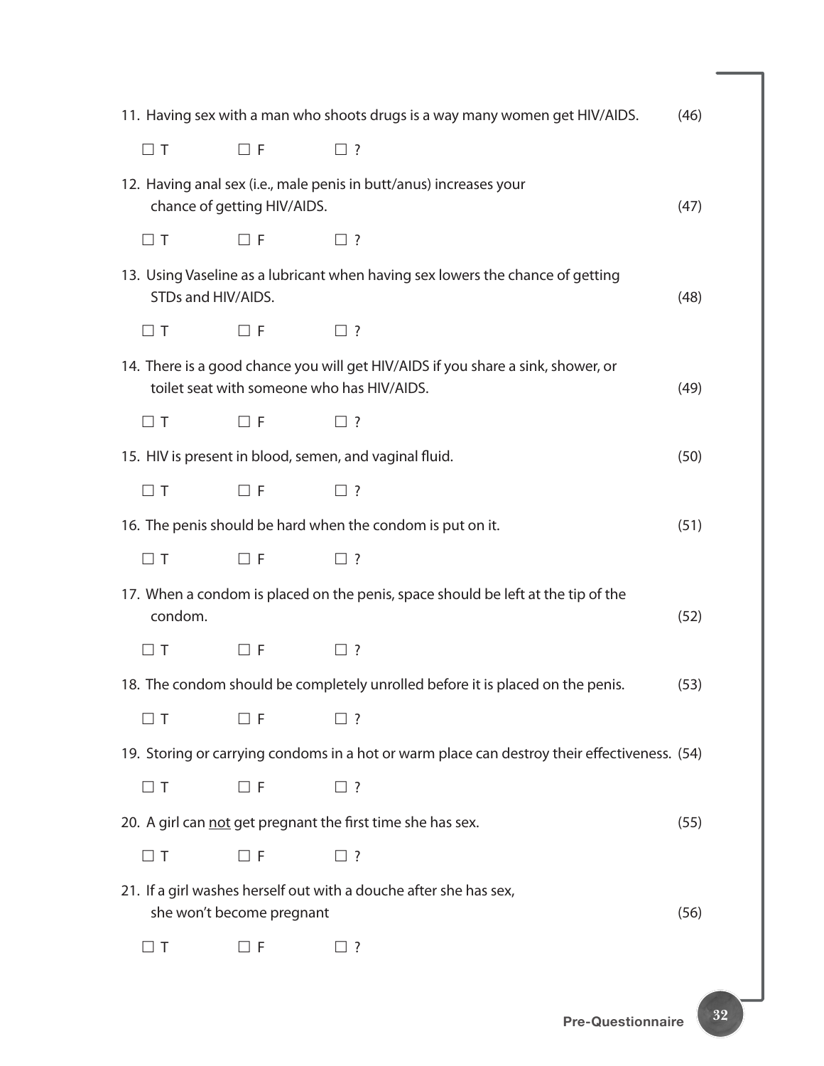11. Having sex with a man who shoots drugs is a way many women get HIV/AIDS. (46)

☐ T ☐ F ☐ ?

12. Having anal sex (i.e., male penis in butt/anus) increases your chance of getting HIV/AIDS. (47)

☐ T ☐ F ☐ ?

13. Using Vaseline as a lubricant when having sex lowers the chance of getting STDs and HIV/AIDS. (48)

☐ T ☐ F ☐ ?

14. There is a good chance you will get HIV/AIDS if you share a sink, shower, or toilet seat with someone who has HIV/AIDS. (49)

☐ T ☐ F ☐ ?

15. HIV is present in blood, semen, and vaginal fluid. (50)

☐ T ☐ F ☐ ?

16. The penis should be hard when the condom is put on it. (51)

☐ T ☐ F ☐ ?

17. When a condom is placed on the penis, space should be left at the tip of the condom. (52)

☐ T ☐ F ☐ ?

18. The condom should be completely unrolled before it is placed on the penis. (53)

☐ T ☐ F ☐ ?

19. Storing or carrying condoms in a hot or warm place can destroy their effectiveness. (54)

☐ T ☐ F ☐ ?

20. A girl can <u>not</u> get pregnant the first time she has sex. (55)

☐ T ☐ F ☐ ?

21. If a girl washes herself out with a douche after she has sex, she won't become pregnant (56)

☐ T ☐ F ☐ ?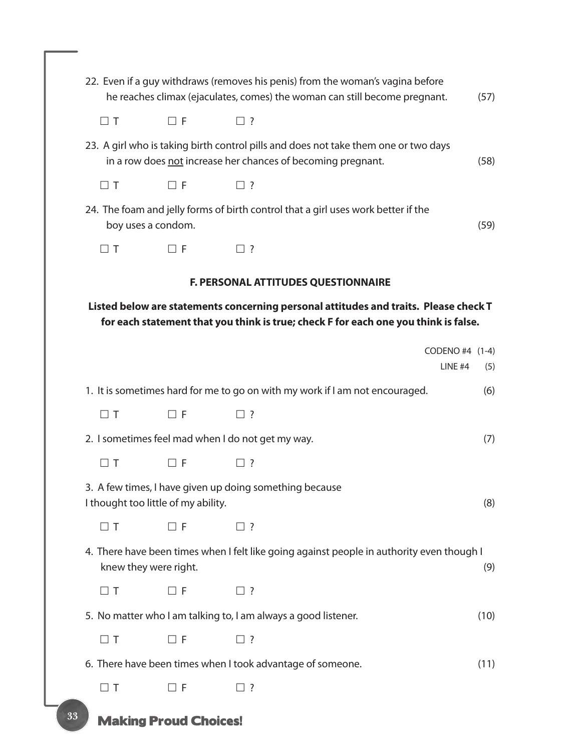22. Even if a guy withdraws (removes his penis) from the woman's vagina before he reaches climax (ejaculates, comes) the woman can still become pregnant. (57)

☐ T ☐ F ☐ ?

23. A girl who is taking birth control pills and does not take them one or two days in a row does <u>not</u> increase her chances of becoming pregnant. (58)

☐ T ☐ F ☐ ?

24. The foam and jelly forms of birth control that a girl uses work better if the boy uses a condom. (59)

☐ T ☐ F ☐ ?

## F. PERSONAL ATTITUDES QUESTIONNAIRE

**Listed below are statements concerning personal attitudes and traits. Please check T for each statement that you think is true; check F for each one you think is false.**

CODENO #4 (1-4)

LINE #4 (5)

1. It is sometimes hard for me to go on with my work if I am not encouraged. (6)

☐ T ☐ F ☐ ?

2. I sometimes feel mad when I do not get my way. (7)

☐ T ☐ F ☐ ?

3. A few times, I have given up doing something because I thought too little of my ability. (8)

☐ T ☐ F ☐ ?

4. There have been times when I felt like going against people in authority even though I knew they were right. (9)

☐ T ☐ F ☐ ?

5. No matter who I am talking to, I am always a good listener. (10)

☐ T ☐ F ☐ ?

6. There have been times when I took advantage of someone. (11)

☐ T ☐ F ☐ ?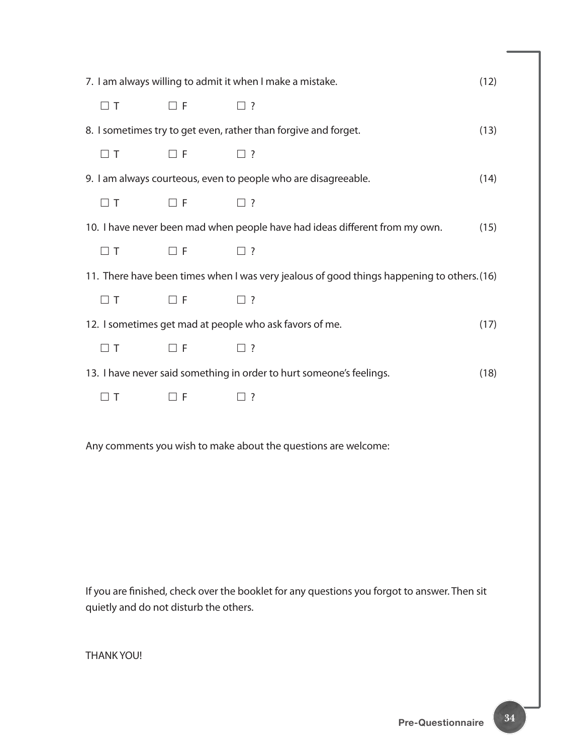7. I am always willing to admit it when I make a mistake. (12)

☐ T ☐ F ☐ ?

8. I sometimes try to get even, rather than forgive and forget. (13)

☐ T ☐ F ☐ ?

9. I am always courteous, even to people who are disagreeable. (14)

☐ T ☐ F ☐ ?

10. I have never been mad when people have had ideas different from my own. (15)

☐ T ☐ F ☐ ?

11. There have been times when I was very jealous of good things happening to others. (16)

☐ T ☐ F ☐ ?

12. I sometimes get mad at people who ask favors of me. (17)

☐ T ☐ F ☐ ?

13. I have never said something in order to hurt someone's feelings. (18)

☐ T ☐ F ☐ ?

Any comments you wish to make about the questions are welcome:

If you are finished, check over the booklet for any questions you forgot to answer. Then sit quietly and do not disturb the others.

THANK YOU!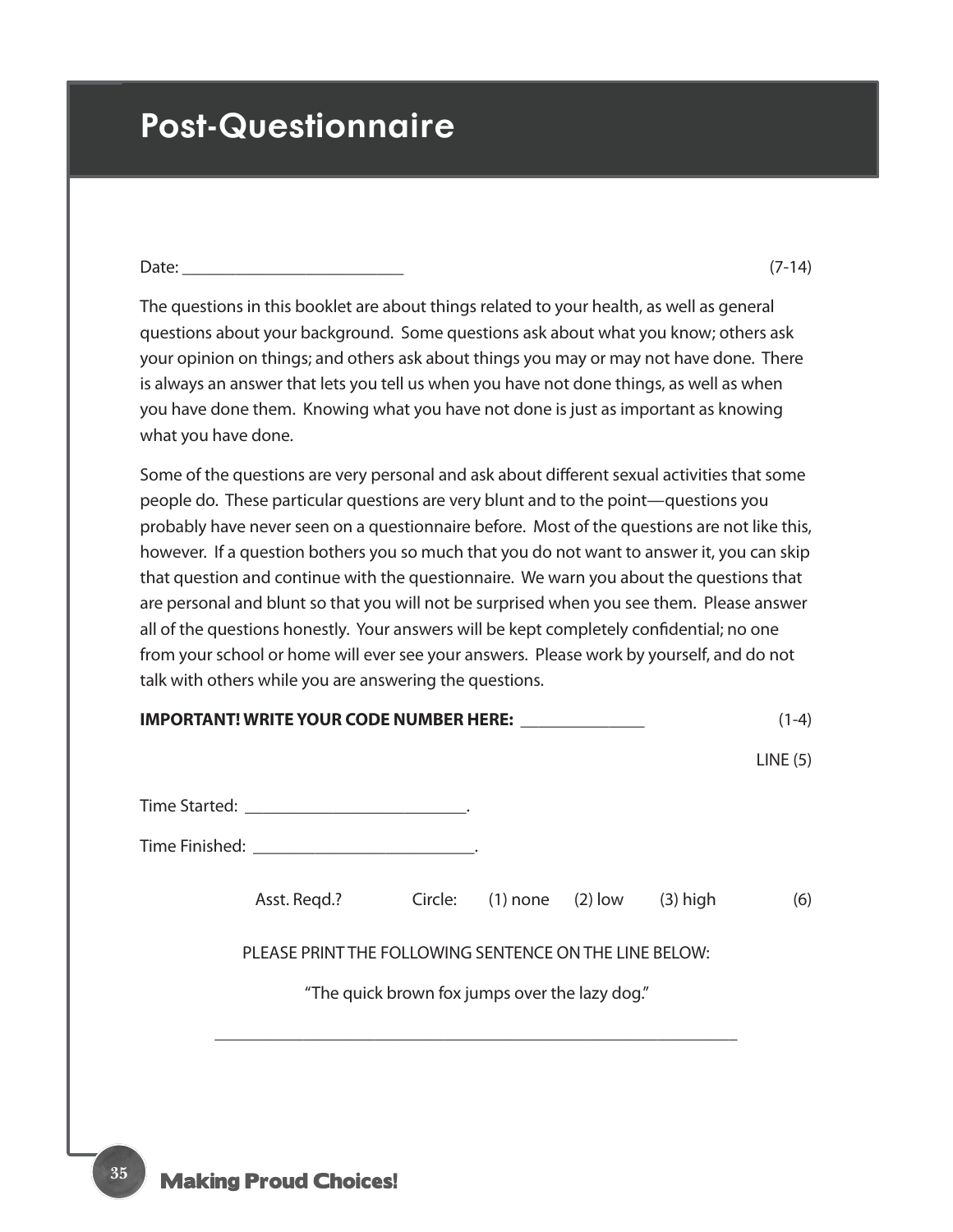# Post-Questionnaire

Date: ________________________ (7-14)

The questions in this booklet are about things related to your health, as well as general questions about your background. Some questions ask about what you know; others ask your opinion on things; and others ask about things you may or may not have done. There is always an answer that lets you tell us when you have not done things, as well as when you have done them. Knowing what you have not done is just as important as knowing what you have done.

Some of the questions are very personal and ask about different sexual activities that some people do. These particular questions are very blunt and to the point—questions you probably have never seen on a questionnaire before. Most of the questions are not like this, however. If a question bothers you so much that you do not want to answer it, you can skip that question and continue with the questionnaire. We warn you about the questions that are personal and blunt so that you will not be surprised when you see them. Please answer all of the questions honestly. Your answers will be kept completely confidential; no one from your school or home will ever see your answers. Please work by yourself, and do not talk with others while you are answering the questions.

**IMPORTANT! WRITE YOUR CODE NUMBER HERE:** ______________ (1-4)

LINE (5)

Time Started: ________________________.

Time Finished: ________________________.

Asst. Reqd.? Circle: (1) none (2) low (3) high (6)

PLEASE PRINT THE FOLLOWING SENTENCE ON THE LINE BELOW:

"The quick brown fox jumps over the lazy dog."

____________________________________________________________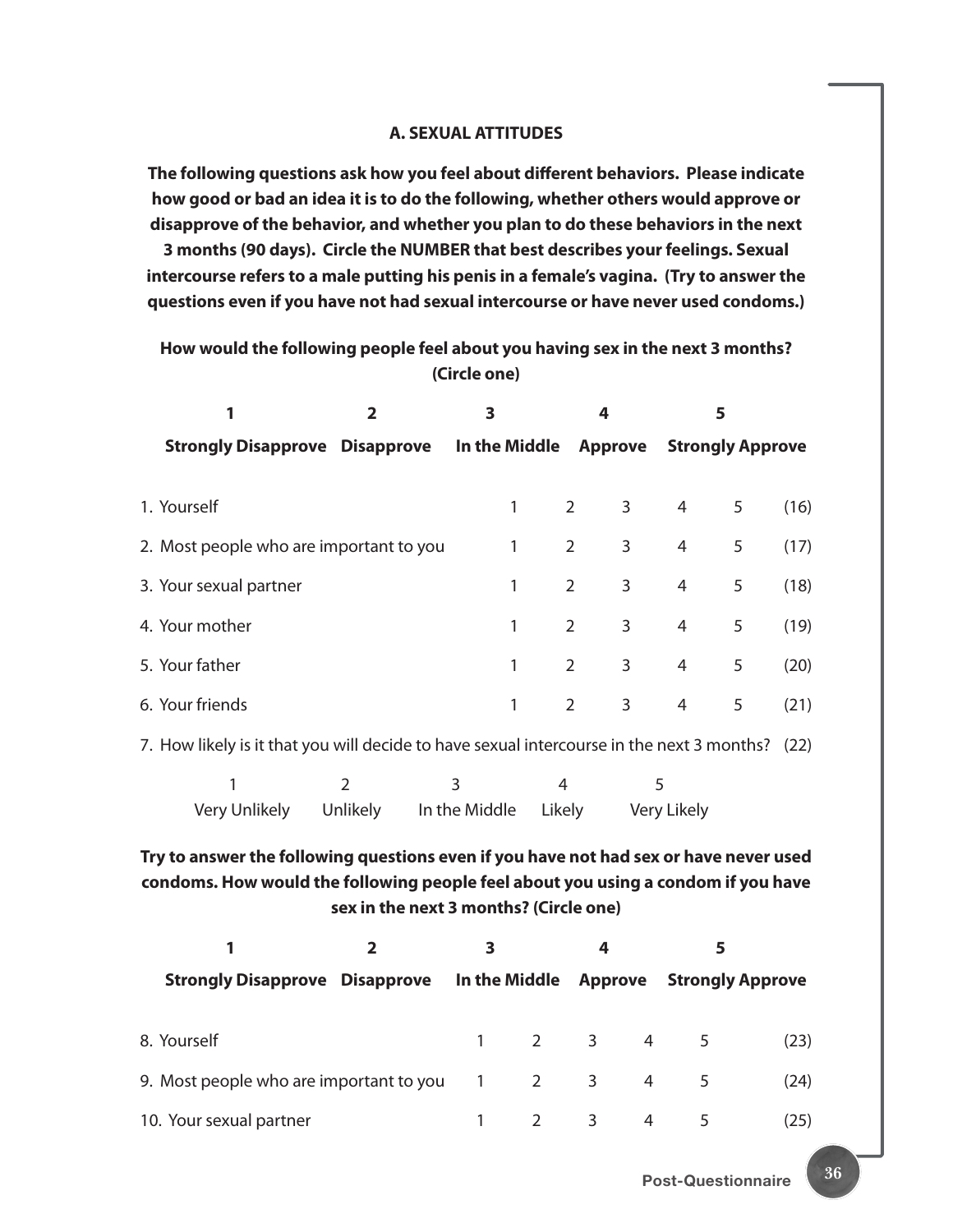### A. SEXUAL ATTITUDES

**The following questions ask how you feel about different behaviors. Please indicate how good or bad an idea it is to do the following, whether others would approve or disapprove of the behavior, and whether you plan to do these behaviors in the next 3 months (90 days). Circle the NUMBER that best describes your feelings. Sexual intercourse refers to a male putting his penis in a female's vagina. (Try to answer the questions even if you have not had sexual intercourse or have never used condoms.)**

**How would the following people feel about you having sex in the next 3 months? (Circle one)**

| 1 | 2 | 3 | 4 | 5 |
|---|---|---|---|---|
| **Strongly Disapprove** | **Disapprove** | **In the Middle** | **Approve** | **Strongly Approve** |

| | | | | | | |
|---|---|---|---|---|---|---|
| 1. Yourself | 1 | 2 | 3 | 4 | 5 | (16) |
| 2. Most people who are important to you | 1 | 2 | 3 | 4 | 5 | (17) |
| 3. Your sexual partner | 1 | 2 | 3 | 4 | 5 | (18) |
| 4. Your mother | 1 | 2 | 3 | 4 | 5 | (19) |
| 5. Your father | 1 | 2 | 3 | 4 | 5 | (20) |
| 6. Your friends | 1 | 2 | 3 | 4 | 5 | (21) |

7. How likely is it that you will decide to have sexual intercourse in the next 3 months? (22)

| 1 | 2 | 3 | 4 | 5 |
|---|---|---|---|---|
| Very Unlikely | Unlikely | In the Middle | Likely | Very Likely |

**Try to answer the following questions even if you have not had sex or have never used condoms. How would the following people feel about you using a condom if you have sex in the next 3 months? (Circle one)**

| 1 | 2 | 3 | 4 | 5 |
|---|---|---|---|---|
| **Strongly Disapprove** | **Disapprove** | **In the Middle** | **Approve** | **Strongly Approve** |

| | | | | | | |
|---|---|---|---|---|---|---|
| 8. Yourself | 1 | 2 | 3 | 4 | 5 | (23) |
| 9. Most people who are important to you | 1 | 2 | 3 | 4 | 5 | (24) |
| 10. Your sexual partner | 1 | 2 | 3 | 4 | 5 | (25) |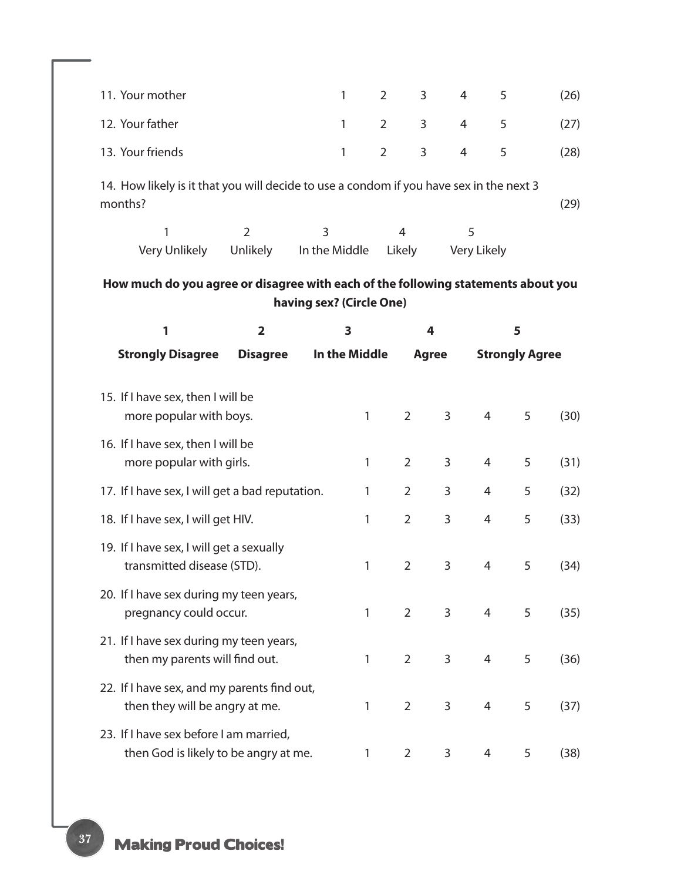| | | | | | | |
|---|---|---|---|---|---|---|
| 11. Your mother | 1 | 2 | 3 | 4 | 5 | (26) |
| 12. Your father | 1 | 2 | 3 | 4 | 5 | (27) |
| 13. Your friends | 1 | 2 | 3 | 4 | 5 | (28) |

14. How likely is it that you will decide to use a condom if you have sex in the next 3 months? (29)

| 1 | 2 | 3 | 4 | 5 |
|---|---|---|---|---|
| Very Unlikely | Unlikely | In the Middle | Likely | Very Likely |

**How much do you agree or disagree with each of the following statements about you having sex? (Circle One)**

| **1** | **2** | **3** | **4** | **5** |
|---|---|---|---|---|
| **Strongly Disagree** | **Disagree** | **In the Middle** | **Agree** | **Strongly Agree** |

| | | | | | | |
|---|---|---|---|---|---|---|
| 15. If I have sex, then I will be more popular with boys. | 1 | 2 | 3 | 4 | 5 | (30) |
| 16. If I have sex, then I will be more popular with girls. | 1 | 2 | 3 | 4 | 5 | (31) |
| 17. If I have sex, I will get a bad reputation. | 1 | 2 | 3 | 4 | 5 | (32) |
| 18. If I have sex, I will get HIV. | 1 | 2 | 3 | 4 | 5 | (33) |
| 19. If I have sex, I will get a sexually transmitted disease (STD). | 1 | 2 | 3 | 4 | 5 | (34) |
| 20. If I have sex during my teen years, pregnancy could occur. | 1 | 2 | 3 | 4 | 5 | (35) |
| 21. If I have sex during my teen years, then my parents will find out. | 1 | 2 | 3 | 4 | 5 | (36) |
| 22. If I have sex, and my parents find out, then they will be angry at me. | 1 | 2 | 3 | 4 | 5 | (37) |
| 23. If I have sex before I am married, then God is likely to be angry at me. | 1 | 2 | 3 | 4 | 5 | (38) |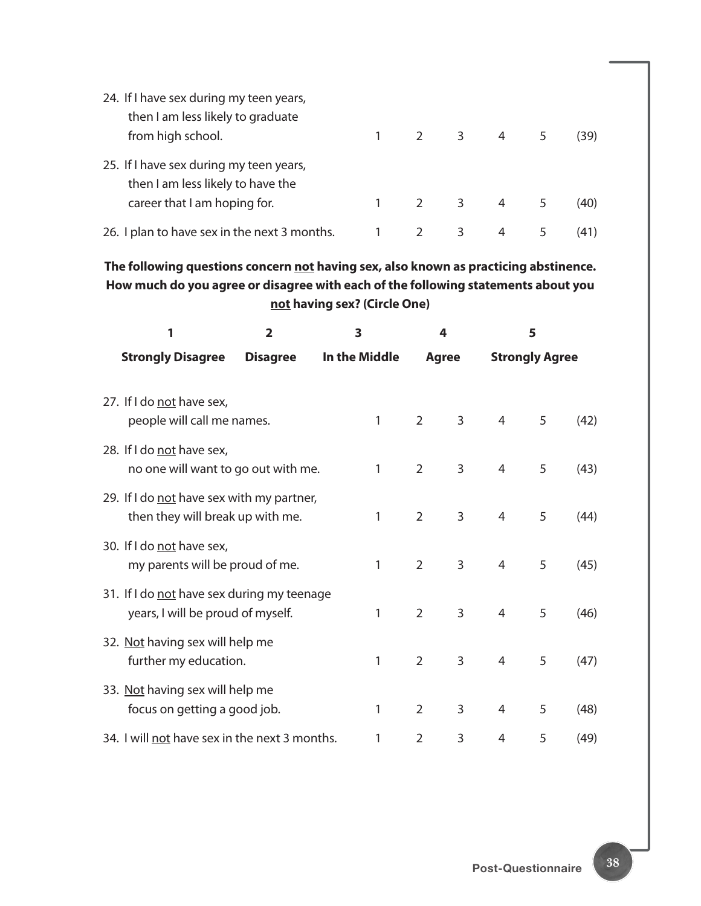| | | | | | | |
|---|---|---|---|---|---|---|
| 24. If I have sex during my teen years, then I am less likely to graduate from high school. | 1 | 2 | 3 | 4 | 5 | (39) |
| 25. If I have sex during my teen years, then I am less likely to have the career that I am hoping for. | 1 | 2 | 3 | 4 | 5 | (40) |
| 26. I plan to have sex in the next 3 months. | 1 | 2 | 3 | 4 | 5 | (41) |

**The following questions concern <u>not</u> having sex, also known as practicing abstinence. How much do you agree or disagree with each of the following statements about you <u>not</u> having sex? (Circle One)**

| 1 | 2 | 3 | 4 | 5 |
|---|---|---|---|---|
| **Strongly Disagree** | **Disagree** | **In the Middle** | **Agree** | **Strongly Agree** |

| | | | | | | |
|---|---|---|---|---|---|---|
| 27. If I do <u>not</u> have sex, people will call me names. | 1 | 2 | 3 | 4 | 5 | (42) |
| 28. If I do <u>not</u> have sex, no one will want to go out with me. | 1 | 2 | 3 | 4 | 5 | (43) |
| 29. If I do <u>not</u> have sex with my partner, then they will break up with me. | 1 | 2 | 3 | 4 | 5 | (44) |
| 30. If I do <u>not</u> have sex, my parents will be proud of me. | 1 | 2 | 3 | 4 | 5 | (45) |
| 31. If I do <u>not</u> have sex during my teenage years, I will be proud of myself. | 1 | 2 | 3 | 4 | 5 | (46) |
| 32. <u>Not</u> having sex will help me further my education. | 1 | 2 | 3 | 4 | 5 | (47) |
| 33. <u>Not</u> having sex will help me focus on getting a good job. | 1 | 2 | 3 | 4 | 5 | (48) |
| 34. I will <u>not</u> have sex in the next 3 months. | 1 | 2 | 3 | 4 | 5 | (49) |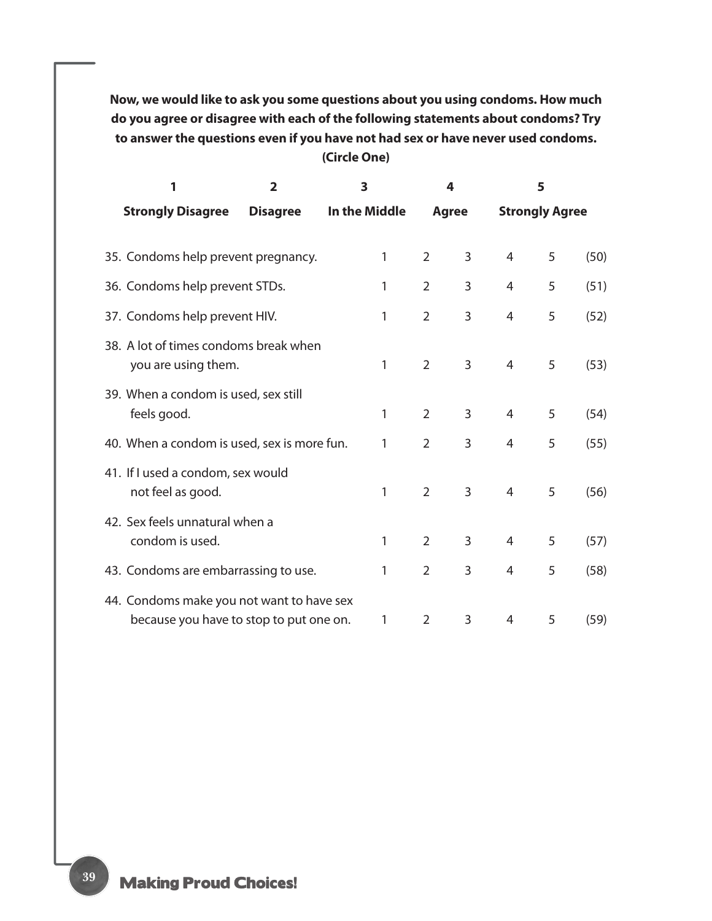**Now, we would like to ask you some questions about you using condoms. How much do you agree or disagree with each of the following statements about condoms? Try to answer the questions even if you have not had sex or have never used condoms. (Circle One)**

| 1 | 2 | 3 | 4 | 5 |
|---|---|---|---|---|
| **Strongly Disagree** | **Disagree** | **In the Middle** | **Agree** | **Strongly Agree** |

| | | | | | | |
|---|---|---|---|---|---|---|
| 35. Condoms help prevent pregnancy. | 1 | 2 | 3 | 4 | 5 | (50) |
| 36. Condoms help prevent STDs. | 1 | 2 | 3 | 4 | 5 | (51) |
| 37. Condoms help prevent HIV. | 1 | 2 | 3 | 4 | 5 | (52) |
| 38. A lot of times condoms break when you are using them. | 1 | 2 | 3 | 4 | 5 | (53) |
| 39. When a condom is used, sex still feels good. | 1 | 2 | 3 | 4 | 5 | (54) |
| 40. When a condom is used, sex is more fun. | 1 | 2 | 3 | 4 | 5 | (55) |
| 41. If I used a condom, sex would not feel as good. | 1 | 2 | 3 | 4 | 5 | (56) |
| 42. Sex feels unnatural when a condom is used. | 1 | 2 | 3 | 4 | 5 | (57) |
| 43. Condoms are embarrassing to use. | 1 | 2 | 3 | 4 | 5 | (58) |
| 44. Condoms make you not want to have sex because you have to stop to put one on. | 1 | 2 | 3 | 4 | 5 | (59) |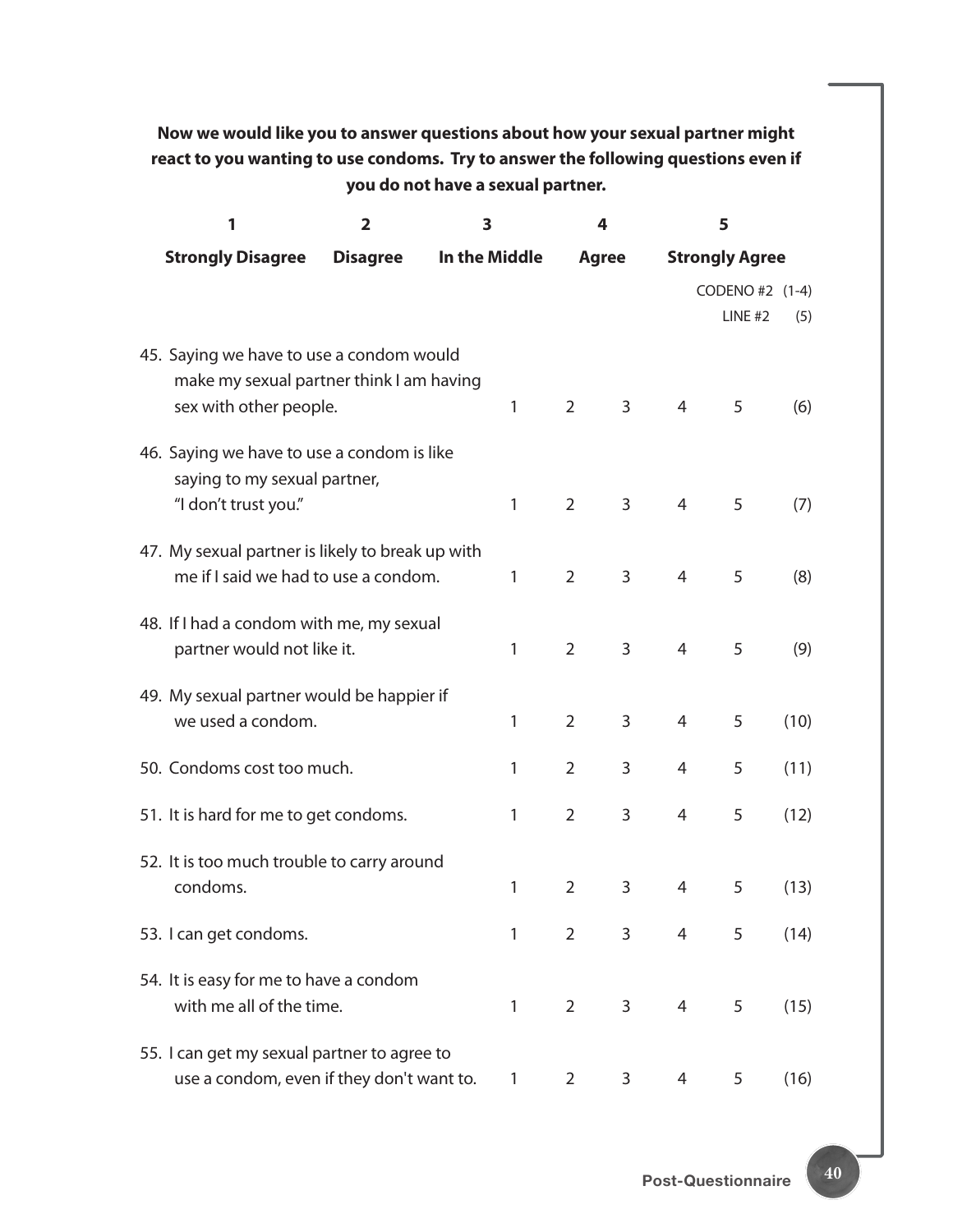**Now we would like you to answer questions about how your sexual partner might react to you wanting to use condoms. Try to answer the following questions even if you do not have a sexual partner.**

| 1 | 2 | 3 | 4 | 5 |
|---|---|---|---|---|
| **Strongly Disagree** | **Disagree** | **In the Middle** | **Agree** | **Strongly Agree** |

CODENO #2 (1-4)
LINE #2 (5)

| Question | | | | | | |
|---|---|---|---|---|---|---|
| 45. Saying we have to use a condom would make my sexual partner think I am having sex with other people. | 1 | 2 | 3 | 4 | 5 | (6) |
| 46. Saying we have to use a condom is like saying to my sexual partner, "I don't trust you." | 1 | 2 | 3 | 4 | 5 | (7) |
| 47. My sexual partner is likely to break up with me if I said we had to use a condom. | 1 | 2 | 3 | 4 | 5 | (8) |
| 48. If I had a condom with me, my sexual partner would not like it. | 1 | 2 | 3 | 4 | 5 | (9) |
| 49. My sexual partner would be happier if we used a condom. | 1 | 2 | 3 | 4 | 5 | (10) |
| 50. Condoms cost too much. | 1 | 2 | 3 | 4 | 5 | (11) |
| 51. It is hard for me to get condoms. | 1 | 2 | 3 | 4 | 5 | (12) |
| 52. It is too much trouble to carry around condoms. | 1 | 2 | 3 | 4 | 5 | (13) |
| 53. I can get condoms. | 1 | 2 | 3 | 4 | 5 | (14) |
| 54. It is easy for me to have a condom with me all of the time. | 1 | 2 | 3 | 4 | 5 | (15) |
| 55. I can get my sexual partner to agree to use a condom, even if they don't want to. | 1 | 2 | 3 | 4 | 5 | (16) |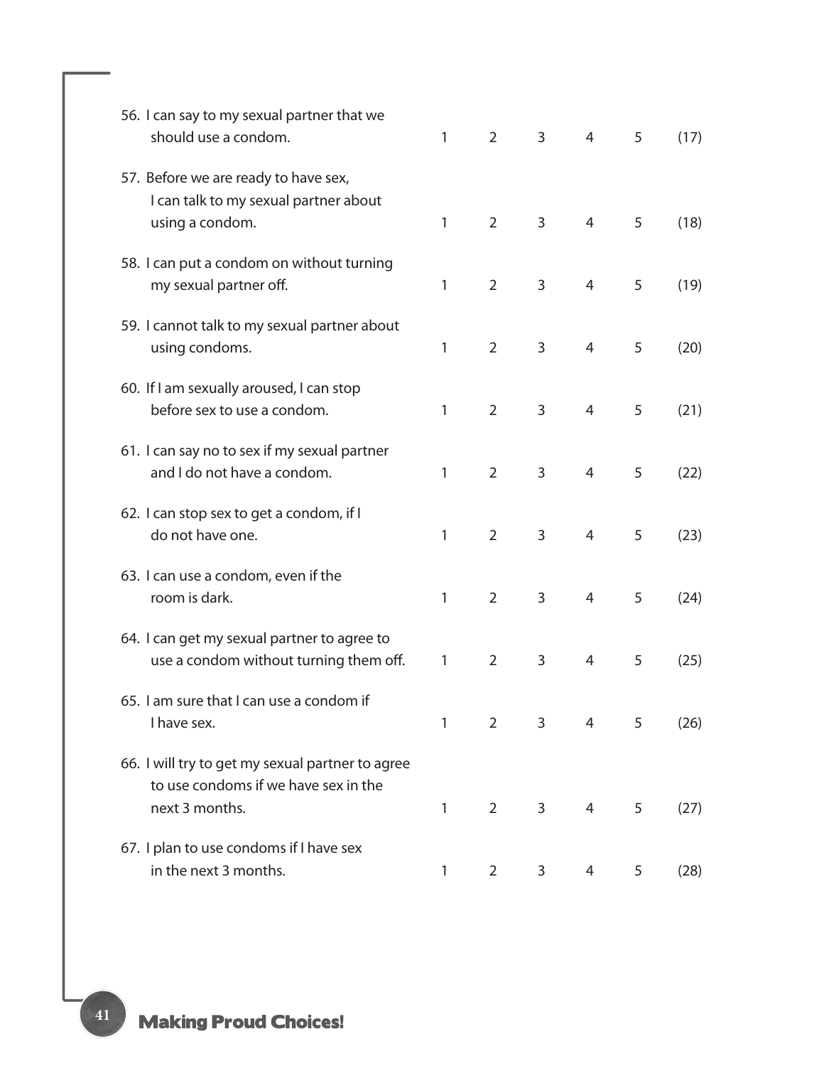| | | | | | | |
|---|---|---|---|---|---|---|
| 56. I can say to my sexual partner that we should use a condom. | 1 | 2 | 3 | 4 | 5 | (17) |
| 57. Before we are ready to have sex, I can talk to my sexual partner about using a condom. | 1 | 2 | 3 | 4 | 5 | (18) |
| 58. I can put a condom on without turning my sexual partner off. | 1 | 2 | 3 | 4 | 5 | (19) |
| 59. I cannot talk to my sexual partner about using condoms. | 1 | 2 | 3 | 4 | 5 | (20) |
| 60. If I am sexually aroused, I can stop before sex to use a condom. | 1 | 2 | 3 | 4 | 5 | (21) |
| 61. I can say no to sex if my sexual partner and I do not have a condom. | 1 | 2 | 3 | 4 | 5 | (22) |
| 62. I can stop sex to get a condom, if I do not have one. | 1 | 2 | 3 | 4 | 5 | (23) |
| 63. I can use a condom, even if the room is dark. | 1 | 2 | 3 | 4 | 5 | (24) |
| 64. I can get my sexual partner to agree to use a condom without turning them off. | 1 | 2 | 3 | 4 | 5 | (25) |
| 65. I am sure that I can use a condom if I have sex. | 1 | 2 | 3 | 4 | 5 | (26) |
| 66. I will try to get my sexual partner to agree to use condoms if we have sex in the next 3 months. | 1 | 2 | 3 | 4 | 5 | (27) |
| 67. I plan to use condoms if I have sex in the next 3 months. | 1 | 2 | 3 | 4 | 5 | (28) |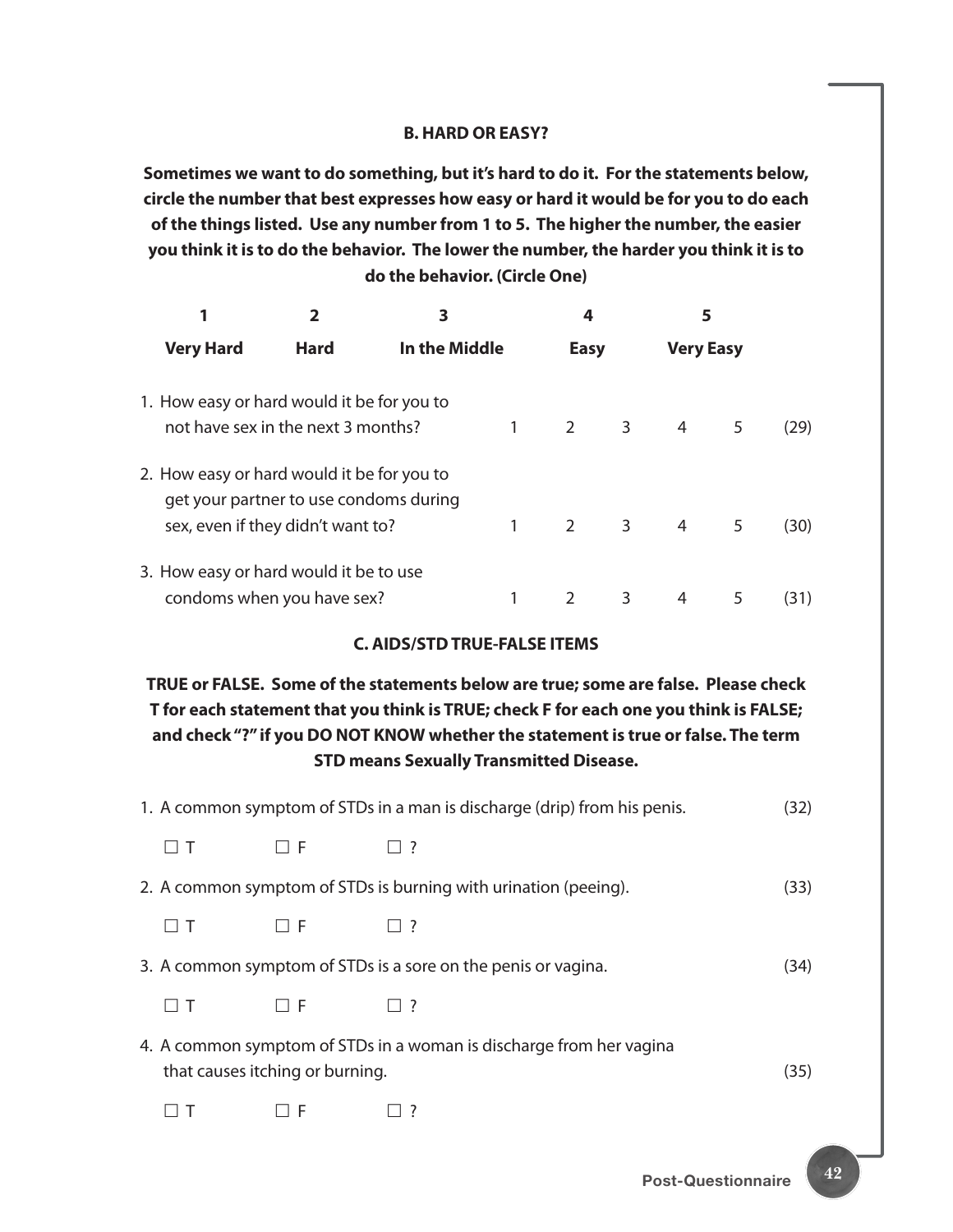### B. HARD OR EASY?

**Sometimes we want to do something, but it's hard to do it. For the statements below, circle the number that best expresses how easy or hard it would be for you to do each of the things listed. Use any number from 1 to 5. The higher the number, the easier you think it is to do the behavior. The lower the number, the harder you think it is to do the behavior. (Circle One)**

| 1 | 2 | 3 | 4 | 5 |
|---|---|---|---|---|
| **Very Hard** | **Hard** | **In the Middle** | **Easy** | **Very Easy** |

| | | | | | | |
|---|---|---|---|---|---|---|
| 1. How easy or hard would it be for you to not have sex in the next 3 months? | 1 | 2 | 3 | 4 | 5 | (29) |
| 2. How easy or hard would it be for you to get your partner to use condoms during sex, even if they didn't want to? | 1 | 2 | 3 | 4 | 5 | (30) |
| 3. How easy or hard would it be to use condoms when you have sex? | 1 | 2 | 3 | 4 | 5 | (31) |

### C. AIDS/STD TRUE-FALSE ITEMS

**TRUE or FALSE. Some of the statements below are true; some are false. Please check T for each statement that you think is TRUE; check F for each one you think is FALSE; and check "?" if you DO NOT KNOW whether the statement is true or false. The term STD means Sexually Transmitted Disease.**

1. A common symptom of STDs in a man is discharge (drip) from his penis. (32)

   ☐ T ☐ F ☐ ?

2. A common symptom of STDs is burning with urination (peeing). (33)

   ☐ T ☐ F ☐ ?

3. A common symptom of STDs is a sore on the penis or vagina. (34)

   ☐ T ☐ F ☐ ?

4. A common symptom of STDs in a woman is discharge from her vagina that causes itching or burning. (35)

   ☐ T ☐ F ☐ ?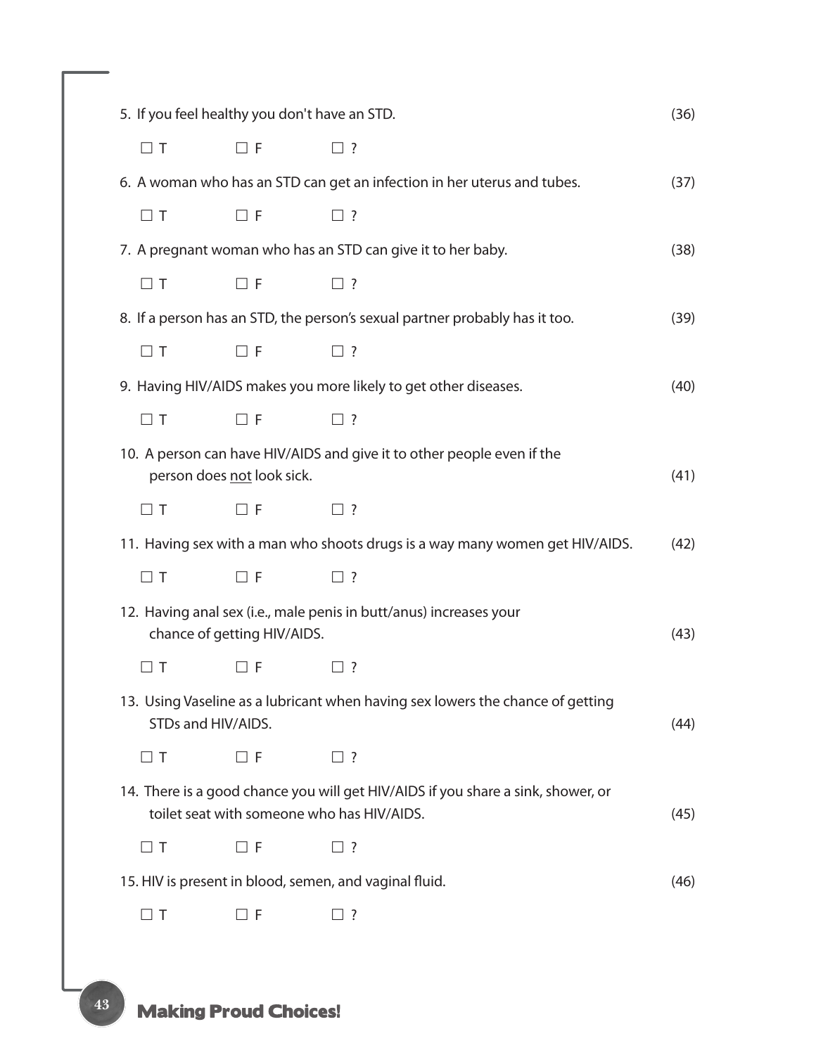5. If you feel healthy you don't have an STD. (36)

☐ T ☐ F ☐ ?

6. A woman who has an STD can get an infection in her uterus and tubes. (37)

☐ T ☐ F ☐ ?

7. A pregnant woman who has an STD can give it to her baby. (38)

☐ T ☐ F ☐ ?

8. If a person has an STD, the person's sexual partner probably has it too. (39)

☐ T ☐ F ☐ ?

9. Having HIV/AIDS makes you more likely to get other diseases. (40)

☐ T ☐ F ☐ ?

10. A person can have HIV/AIDS and give it to other people even if the person does <u>not</u> look sick. (41)

☐ T ☐ F ☐ ?

11. Having sex with a man who shoots drugs is a way many women get HIV/AIDS. (42)

☐ T ☐ F ☐ ?

12. Having anal sex (i.e., male penis in butt/anus) increases your chance of getting HIV/AIDS. (43)

☐ T ☐ F ☐ ?

13. Using Vaseline as a lubricant when having sex lowers the chance of getting STDs and HIV/AIDS. (44)

☐ T ☐ F ☐ ?

14. There is a good chance you will get HIV/AIDS if you share a sink, shower, or toilet seat with someone who has HIV/AIDS. (45)

☐ T ☐ F ☐ ?

15. HIV is present in blood, semen, and vaginal fluid. (46)

☐ T ☐ F ☐ ?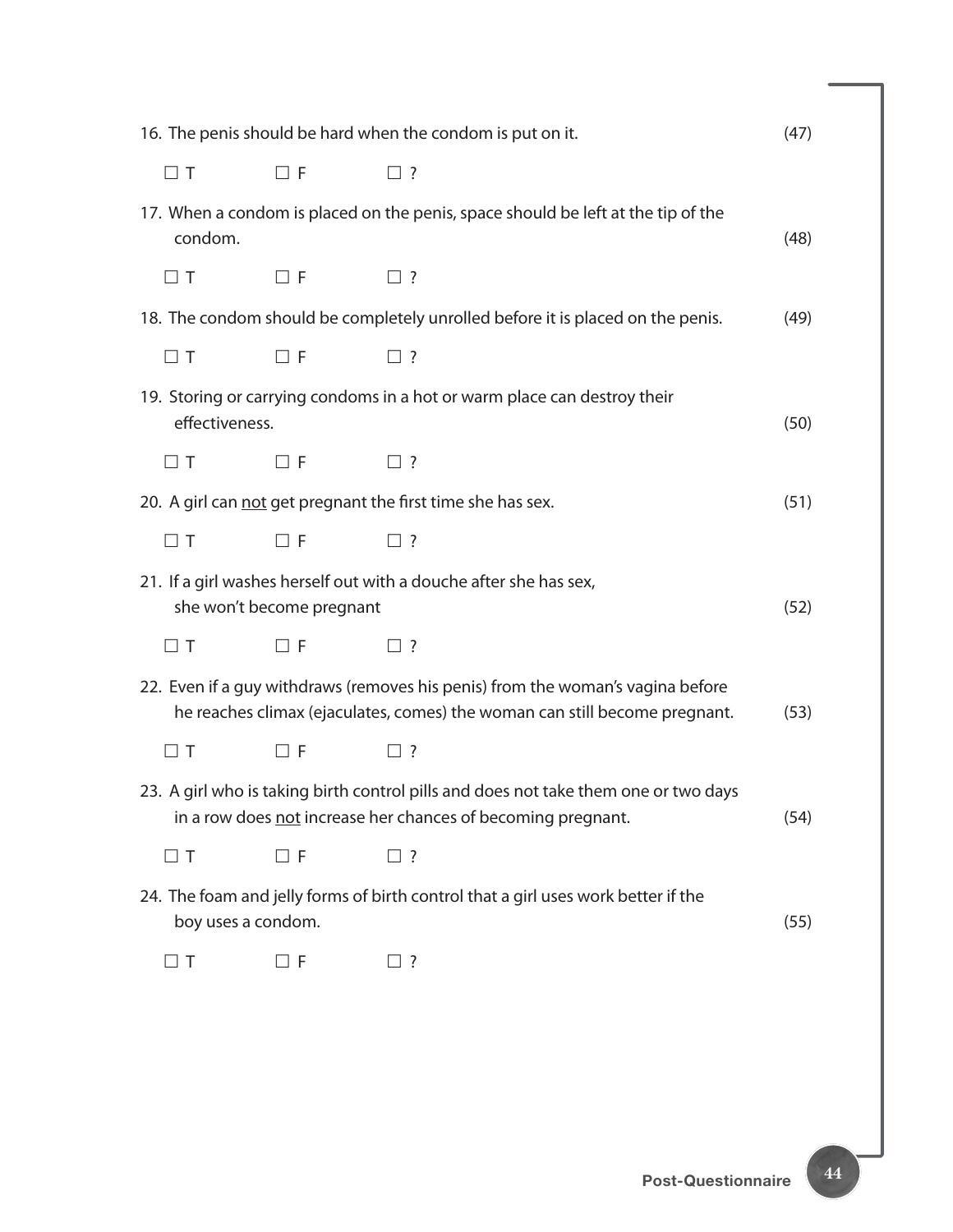16. The penis should be hard when the condom is put on it. (47)

☐ T ☐ F ☐ ?

17. When a condom is placed on the penis, space should be left at the tip of the condom. (48)

☐ T ☐ F ☐ ?

18. The condom should be completely unrolled before it is placed on the penis. (49)

☐ T ☐ F ☐ ?

19. Storing or carrying condoms in a hot or warm place can destroy their effectiveness. (50)

☐ T ☐ F ☐ ?

20. A girl can <u>not</u> get pregnant the first time she has sex. (51)

☐ T ☐ F ☐ ?

21. If a girl washes herself out with a douche after she has sex, she won't become pregnant (52)

☐ T ☐ F ☐ ?

22. Even if a guy withdraws (removes his penis) from the woman's vagina before he reaches climax (ejaculates, comes) the woman can still become pregnant. (53)

☐ T ☐ F ☐ ?

23. A girl who is taking birth control pills and does not take them one or two days in a row does <u>not</u> increase her chances of becoming pregnant. (54)

☐ T ☐ F ☐ ?

24. The foam and jelly forms of birth control that a girl uses work better if the boy uses a condom. (55)

☐ T ☐ F ☐ ?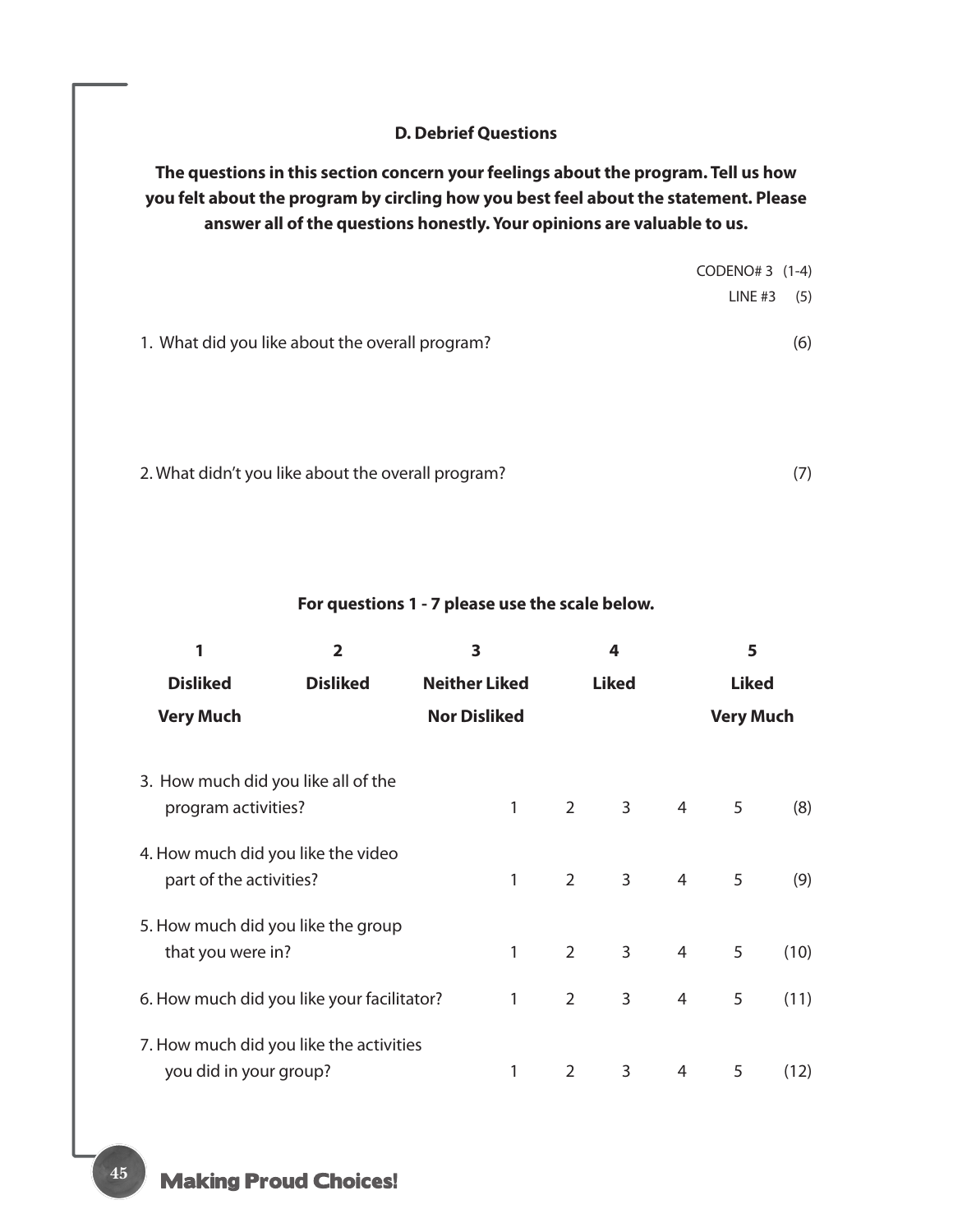### D. Debrief Questions

**The questions in this section concern your feelings about the program. Tell us how you felt about the program by circling how you best feel about the statement. Please answer all of the questions honestly. Your opinions are valuable to us.**

CODENO# 3 (1-4)

LINE #3 (5)

1. What did you like about the overall program? (6)

2. What didn't you like about the overall program? (7)

**For questions 1 - 7 please use the scale below.**

| 1 | 2 | 3 | 4 | 5 |
|---|---|---|---|---|
| **Disliked Very Much** | **Disliked** | **Neither Liked Nor Disliked** | **Liked** | **Liked Very Much** |

| Question | | | | | | |
|---|---|---|---|---|---|---|
| 3. How much did you like all of the program activities? | 1 | 2 | 3 | 4 | 5 | (8) |
| 4. How much did you like the video part of the activities? | 1 | 2 | 3 | 4 | 5 | (9) |
| 5. How much did you like the group that you were in? | 1 | 2 | 3 | 4 | 5 | (10) |
| 6. How much did you like your facilitator? | 1 | 2 | 3 | 4 | 5 | (11) |
| 7. How much did you like the activities you did in your group? | 1 | 2 | 3 | 4 | 5 | (12) |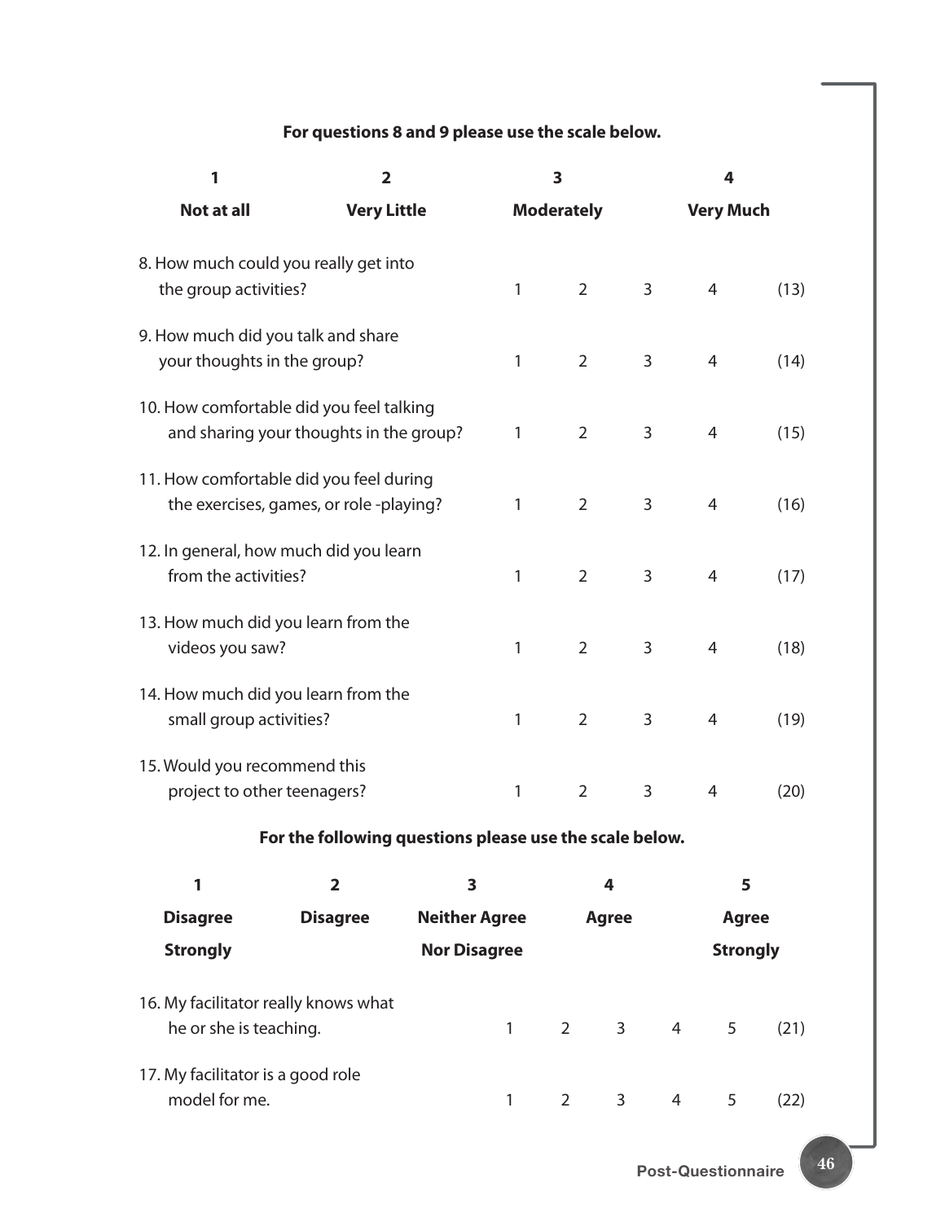**For questions 8 and 9 please use the scale below.**

| 1 | 2 | 3 | 4 |
|---|---|---|---|
| **Not at all** | **Very Little** | **Moderately** | **Very Much** |

| | | | | | |
|---|---|---|---|---|---|
| 8. How much could you really get into the group activities? | 1 | 2 | 3 | 4 | (13) |
| 9. How much did you talk and share your thoughts in the group? | 1 | 2 | 3 | 4 | (14) |
| 10. How comfortable did you feel talking and sharing your thoughts in the group? | 1 | 2 | 3 | 4 | (15) |
| 11. How comfortable did you feel during the exercises, games, or role -playing? | 1 | 2 | 3 | 4 | (16) |
| 12. In general, how much did you learn from the activities? | 1 | 2 | 3 | 4 | (17) |
| 13. How much did you learn from the videos you saw? | 1 | 2 | 3 | 4 | (18) |
| 14. How much did you learn from the small group activities? | 1 | 2 | 3 | 4 | (19) |
| 15. Would you recommend this project to other teenagers? | 1 | 2 | 3 | 4 | (20) |

**For the following questions please use the scale below.**

| 1 | 2 | 3 | 4 | 5 |
|---|---|---|---|---|
| **Disagree Strongly** | **Disagree** | **Neither Agree Nor Disagree** | **Agree** | **Agree Strongly** |

| | | | | | | |
|---|---|---|---|---|---|---|
| 16. My facilitator really knows what he or she is teaching. | 1 | 2 | 3 | 4 | 5 | (21) |
| 17. My facilitator is a good role model for me. | 1 | 2 | 3 | 4 | 5 | (22) |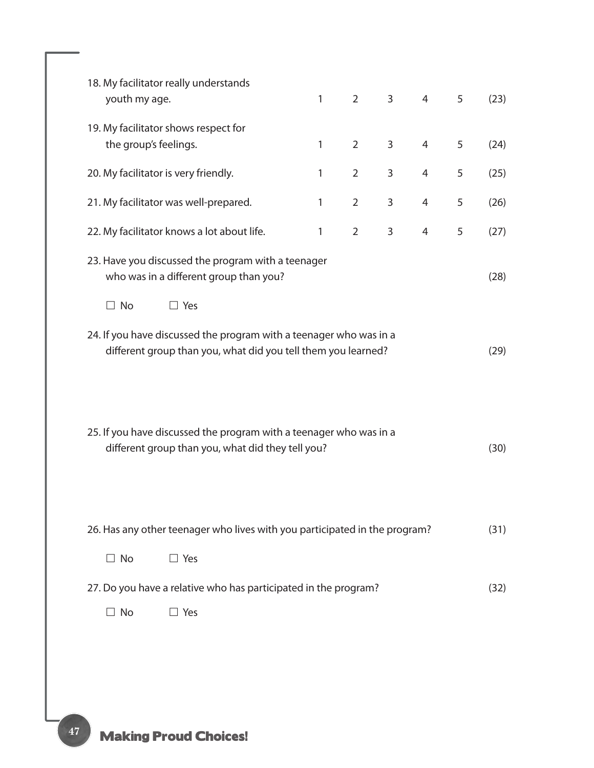| | | | | | | |
|---|---|---|---|---|---|---|
| 18. My facilitator really understands youth my age. | 1 | 2 | 3 | 4 | 5 | (23) |
| 19. My facilitator shows respect for the group's feelings. | 1 | 2 | 3 | 4 | 5 | (24) |
| 20. My facilitator is very friendly. | 1 | 2 | 3 | 4 | 5 | (25) |
| 21. My facilitator was well-prepared. | 1 | 2 | 3 | 4 | 5 | (26) |
| 22. My facilitator knows a lot about life. | 1 | 2 | 3 | 4 | 5 | (27) |

23. Have you discussed the program with a teenager who was in a different group than you? (28)

☐ No ☐ Yes

24. If you have discussed the program with a teenager who was in a different group than you, what did you tell them you learned? (29)

25. If you have discussed the program with a teenager who was in a different group than you, what did they tell you? (30)

26. Has any other teenager who lives with you participated in the program? (31)

☐ No ☐ Yes

27. Do you have a relative who has participated in the program? (32)

☐ No ☐ Yes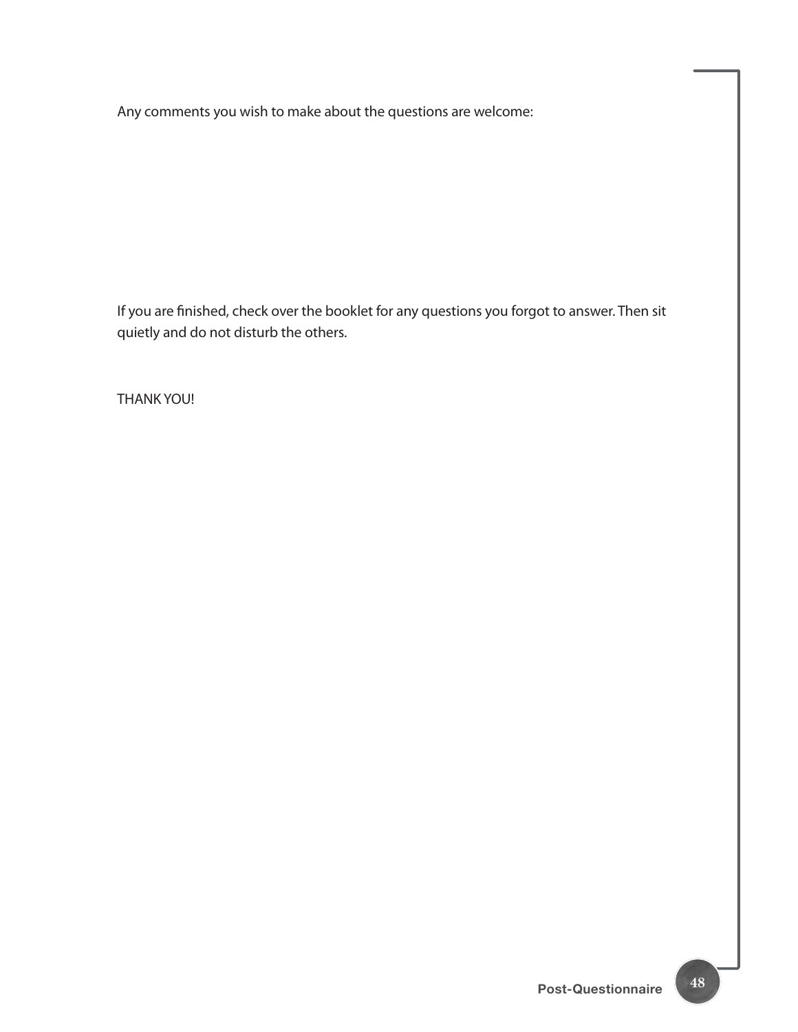Any comments you wish to make about the questions are welcome:

If you are finished, check over the booklet for any questions you forgot to answer. Then sit quietly and do not disturb the others.

THANK YOU!